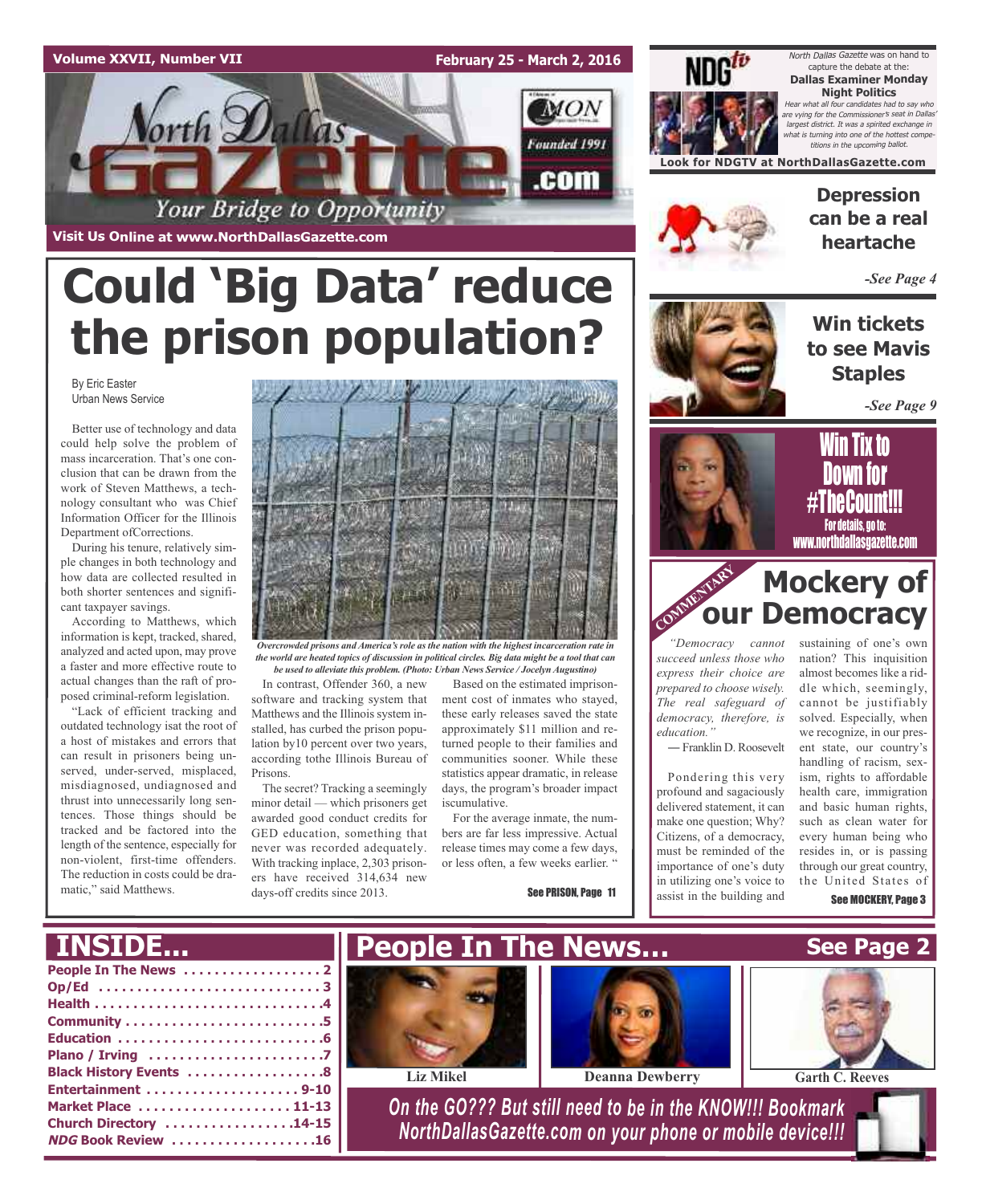Volume XXVII, Number VII

February 25 - March 2, 2016

# North Dallas Gazette

Your Bridge to Opportunity

Founded 1991

Visit Us Online at www.NorthDallasGazette.com

NDGtv

*North Dallas Gazette* was on hand to capture the debate at the:

**Dallas Examiner Monday Night Politics**

*Hear what all four candidates had to say who are vying for the Commissioner's seat in Dallas' largest district. It was a spirited exchange in what is turning into one of the hottest competitions in the upcoming ballot.*

**Look for NDGTV at NorthDallasGazette.com**

## Depression can be a real heartache

*-See Page 4*

## Win tickets to see Mavis Staples

*-See Page 9*

## Win Tix to Down for #TheCount!!!

For details, go to: www.northdallasgazette.com

# Could 'Big Data' reduce the prison population?

By Eric Easter
Urban News Service

Better use of technology and data could help solve the problem of mass incarceration. That's one conclusion that can be drawn from the work of Steven Matthews, a technology consultant who was Chief Information Officer for the Illinois Department ofCorrections.

During his tenure, relatively simple changes in both technology and how data are collected resulted in both shorter sentences and significant taxpayer savings.

According to Matthews, which information is kept, tracked, shared, analyzed and acted upon, may prove a faster and more effective route to actual changes than the raft of proposed criminal-reform legislation.

"Lack of efficient tracking and outdated technology isat the root of a host of mistakes and errors that can result in prisoners being unserved, under-served, misplaced, misdiagnosed, undiagnosed and thrust into unnecessarily long sentences. Those things should be tracked and be factored into the length of the sentence, especially for non-violent, first-time offenders. The reduction in costs could be dramatic," said Matthews.

*Overcrowded prisons and America's role as the nation with the highest incarceration rate in the world are heated topics of discussion in political circles. Big data might be a tool that can be used to alleviate this problem. (Photo: Urban News Service / Jocelyn Augustino)*

In contrast, Offender 360, a new software and tracking system that Matthews and the Illinois system installed, has curbed the prison population by10 percent over two years, according tothe Illinois Bureau of Prisons.

The secret? Tracking a seemingly minor detail — which prisoners get awarded good conduct credits for GED education, something that never was recorded adequately. With tracking inplace, 2,303 prisoners have received 314,634 new days-off credits since 2013.

Based on the estimated imprisonment cost of inmates who stayed, these early releases saved the state approximately $11 million and returned people to their families and communities sooner. While these statistics appear dramatic, in release days, the program's broader impact iscumulative.

For the average inmate, the numbers are far less impressive. Actual release times may come a few days, or less often, a few weeks earlier. "

See PRISON, Page 11

COMMENTARY

# Mockery of our Democracy

*"Democracy cannot succeed unless those who express their choice are prepared to choose wisely. The real safeguard of democracy, therefore, is education."*

— Franklin D. Roosevelt

Pondering this very profound and sagaciously delivered statement, it can make one question; Why? Citizens, of a democracy, must be reminded of the importance of one's duty in utilizing one's voice to assist in the building and sustaining of one's own nation? This inquisition almost becomes like a riddle which, seemingly, cannot be justifiably solved. Especially, when we recognize, in our present state, our country's handling of racism, sexism, rights to affordable health care, immigration and basic human rights, such as clean water for every human being who resides in, or is passing through our great country, the United States of

See MOCKERY, Page 3

## INSIDE...

- People In The News . . . . . . . . . . . . . . . . . 2
- Op/Ed . . . . . . . . . . . . . . . . . . . . . . . . . . . 3
- Health . . . . . . . . . . . . . . . . . . . . . . . . . . . .4
- Community . . . . . . . . . . . . . . . . . . . . . . . .5
- Education . . . . . . . . . . . . . . . . . . . . . . . . .6
- Plano / Irving . . . . . . . . . . . . . . . . . . . . . .7
- Black History Events . . . . . . . . . . . . . . . . .8
- Entertainment . . . . . . . . . . . . . . . . . . . 9-10
- Market Place . . . . . . . . . . . . . . . . . . . 11-13
- Church Directory . . . . . . . . . . . . . . . .14-15
- *NDG* Book Review . . . . . . . . . . . . . . . . . .16

## People In The News...

See Page 2

Liz Mikel | Deanna Dewberry | Garth C. Reeves

*On the GO??? But still need to be in the KNOW!!! Bookmark NorthDallasGazette.com on your phone or mobile device!!!*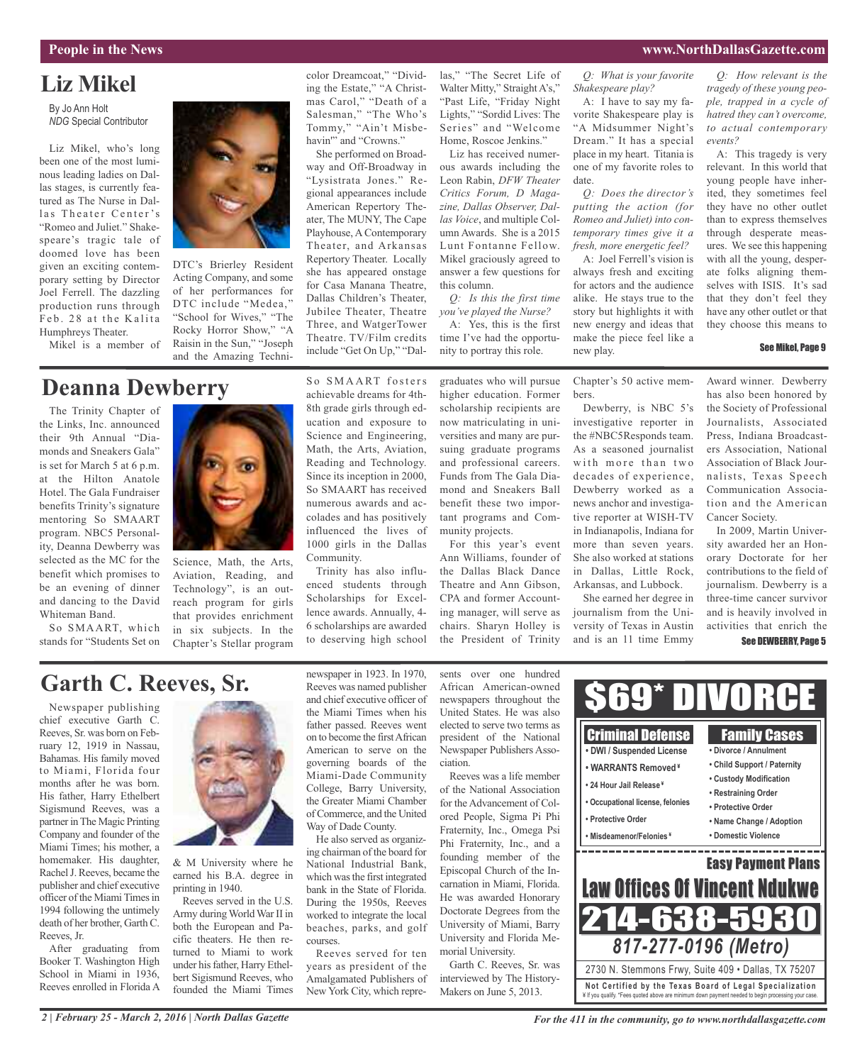# Liz Mikel

By Jo Ann Holt
*NDG* Special Contributor

Liz Mikel, who's long been one of the most luminous leading ladies on Dallas stages, is currently featured as The Nurse in Dallas Theater Center's "Romeo and Juliet." Shakespeare's tragic tale of doomed love has been given an exciting contemporary setting by Director Joel Ferrell. The dazzling production runs through Feb. 28 at the Kalita Humphreys Theater.

Mikel is a member of DTC's Brierley Resident Acting Company, and some of her performances for DTC include "Medea," "School for Wives," "The Rocky Horror Show," "A Raisin in the Sun," "Joseph and the Amazing Technicolor Dreamcoat," "Dividing the Estate," "A Christmas Carol," "Death of a Salesman," "The Who's Tommy," "Ain't Misbehavin'" and "Crowns."

She performed on Broadway and Off-Broadway in "Lysistrata Jones." Regional appearances include American Repertory Theater, The MUNY, The Cape Playhouse, A Contemporary Theater, and Arkansas Repertory Theater. Locally she has appeared onstage for Casa Manana Theatre, Dallas Children's Theater, Jubilee Theater, Theatre Three, and WatgerTower Theatre. TV/Film credits include "Get On Up," "Dallas," "The Secret Life of Walter Mitty," Straight A's," "Past Life, "Friday Night Lights," "Sordid Lives: The Series" and "Welcome Home, Roscoe Jenkins."

Liz has received numerous awards including the Leon Rabin, *DFW Theater Critics Forum, D Magazine, Dallas Observer, Dallas Voice*, and multiple Column Awards. She is a 2015 Lunt Fontanne Fellow. Mikel graciously agreed to answer a few questions for this column.

*Q: Is this the first time you've played the Nurse?*

A: Yes, this is the first time I've had the opportunity to portray this role.

*Q: What is your favorite Shakespeare play?*

A: I have to say my favorite Shakespeare play is "A Midsummer Night's Dream." It has a special place in my heart. Titania is one of my favorite roles to date.

*Q: Does the director's putting the action (for Romeo and Juliet) into contemporary times give it a fresh, more energetic feel?*

A: Joel Ferrell's vision is always fresh and exciting for actors and the audience alike. He stays true to the story but highlights it with new energy and ideas that make the piece feel like a new play.

*Q: How relevant is the tragedy of these young people, trapped in a cycle of hatred they can't overcome, to actual contemporary events?*

A: This tragedy is very relevant. In this world that young people have inherited, they sometimes feel they have no other outlet than to express themselves through desperate measures. We see this happening with all the young, desperate folks aligning themselves with ISIS. It's sad that they don't feel they have any other outlet or that they choose this means to

See Mikel, Page 9

# Deanna Dewberry

The Trinity Chapter of the Links, Inc. announced their 9th Annual "Diamonds and Sneakers Gala" is set for March 5 at 6 p.m. at the Hilton Anatole Hotel. The Gala Fundraiser benefits Trinity's signature mentoring So SMAART program. NBC5 Personality, Deanna Dewberry was selected as the MC for the benefit which promises to be an evening of dinner and dancing to the David Whiteman Band.

So SMAART, which stands for "Students Set on Science, Math, the Arts, Aviation, Reading, and Technology", is an outreach program for girls that provides enrichment in six subjects. In the Chapter's Stellar program So SMAART fosters achievable dreams for 4th-8th grade girls through education and exposure to Science and Engineering, Math, the Arts, Aviation, Reading and Technology. Since its inception in 2000, So SMAART has received numerous awards and accolades and has positively influenced the lives of 1000 girls in the Dallas Community.

Trinity has also influenced students through Scholarships for Excellence awards. Annually, 4-6 scholarships are awarded to deserving high school graduates who will pursue higher education. Former scholarship recipients are now matriculating in universities and many are pursuing graduate programs and professional careers. Funds from The Gala Diamond and Sneakers Ball benefit these two important programs and Community projects.

For this year's event Ann Williams, founder of the Dallas Black Dance Theatre and Ann Gibson, CPA and former Accounting manager, will serve as chairs. Sharyn Holley is the President of Trinity Chapter's 50 active members.

Dewberry, is NBC 5's investigative reporter in the #NBC5Responds team. As a seasoned journalist with more than two decades of experience, Dewberry worked as a news anchor and investigative reporter at WISH-TV in Indianapolis, Indiana for more than seven years. She also worked at stations in Dallas, Little Rock, Arkansas, and Lubbock.

She earned her degree in journalism from the University of Texas in Austin and is an 11 time Emmy Award winner. Dewberry has also been honored by the Society of Professional Journalists, Associated Press, Indiana Broadcasters Association, National Association of Black Journalists, Texas Speech Communication Association and the American Cancer Society.

In 2009, Martin University awarded her an Honorary Doctorate for her contributions to the field of journalism. Dewberry is a three-time cancer survivor and is heavily involved in activities that enrich the

See DEWBERRY, Page 5

# Garth C. Reeves, Sr.

Newspaper publishing chief executive Garth C. Reeves, Sr. was born on February 12, 1919 in Nassau, Bahamas. His family moved to Miami, Florida four months after he was born. His father, Harry Ethelbert Sigismund Reeves, was a partner in The Magic Printing Company and founder of the Miami Times; his mother, a homemaker. His daughter, Rachel J. Reeves, became the publisher and chief executive officer of the Miami Times in 1994 following the untimely death of her brother, Garth C. Reeves, Jr.

After graduating from Booker T. Washington High School in Miami in 1936, Reeves enrolled in Florida A & M University where he earned his B.A. degree in printing in 1940.

Reeves served in the U.S. Army during World War II in both the European and Pacific theaters. He then returned to Miami to work under his father, Harry Ethelbert Sigismund Reeves, who founded the Miami Times newspaper in 1923. In 1970, Reeves was named publisher and chief executive officer of the Miami Times when his father passed. Reeves went on to become the first African American to serve on the governing boards of the Miami-Dade Community College, Barry University, the Greater Miami Chamber of Commerce, and the United Way of Dade County.

He also served as organizing chairman of the board for National Industrial Bank, which was the first integrated bank in the State of Florida. During the 1950s, Reeves worked to integrate the local beaches, parks, and golf courses.

Reeves served for ten years as president of the Amalgamated Publishers of New York City, which represents over one hundred African American-owned newspapers throughout the United States. He was also elected to serve two terms as president of the National Newspaper Publishers Association.

Reeves was a life member of the National Association for the Advancement of Colored People, Sigma Pi Phi Fraternity, Inc., Omega Psi Phi Fraternity, Inc., and a founding member of the Episcopal Church of the Incarnation in Miami, Florida. He was awarded Honorary Doctorate Degrees from the University of Miami, Barry University and Florida Memorial University.

Garth C. Reeves, Sr. was interviewed by The HistoryMakers on June 5, 2013.

**$69* DIVORCE**

**Criminal Defense**
- DWI / Suspended License
- WARRANTS Removed ¥
- 24 Hour Jail Release ¥
- Occupational license, felonies
- Protective Order
- Misdemeanor/Felonies ¥

**Family Cases**
- Divorce / Annulment
- Child Support / Paternity
- Custody Modification
- Restraining Order
- Protective Order
- Name Change / Adoption
- Domestic Violence

**Easy Payment Plans**

**Law Offices Of Vincent Ndukwe**

**214-638-5930**

**817-277-0196 (Metro)**

2730 N. Stemmons Frwy, Suite 409 • Dallas, TX 75207

**Not Certified by the Texas Board of Legal Specialization**

¥ If you qualify. *Fees quoted above are minimum down payment needed to begin processing your case.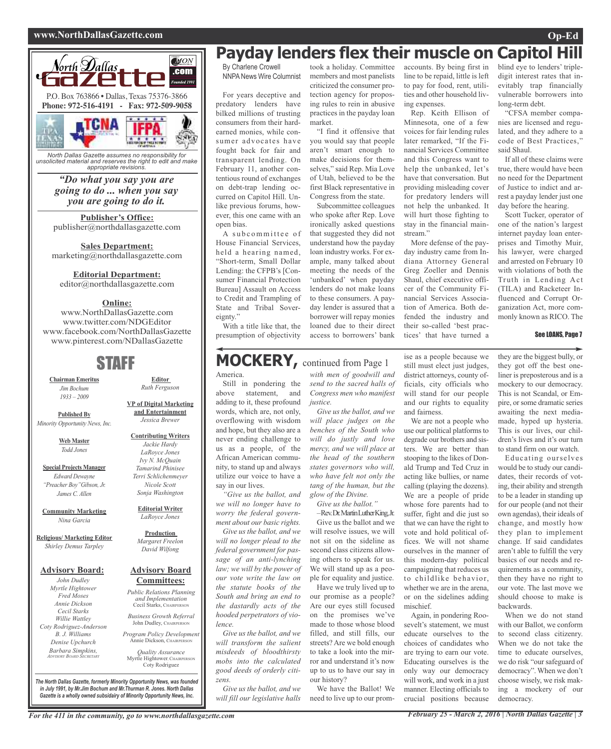North Dallas Gazette

P.O. Box 763866 • Dallas, Texas 75376-3866
**Phone: 972-516-4191 - Fax: 972-509-9058**

*North Dallas Gazette assumes no responsibility for unsolicited material and reserves the right to edit and make appropriate revisions.*

***"Do what you say you are going to do ... when you say you are going to do it.***

**Publisher's Office:**
publisher@northdallasgazette.com

**Sales Department:**
marketing@northdallasgazette.com

**Editorial Department:**
editor@northdallasgazette.com

**Online:**
www.NorthDallasGazette.com
www.twitter.com/NDGEditor
www.facebook.com/NorthDallasGazette
www.pinterest.com/NDallasGazette

## STAFF

**Chairman Emeritus**
*Jim Bochum*
*1933 – 2009*

**Published By**
*Minority Opportunity News, Inc.*

**Web Master**
*Todd Jones*

**Special Projects Manager**
*Edward Dewayne "Preacher Boy" Gibson, Jr.*
*James C. Allen*

**Community Marketing**
*Nina Garcia*

**Religious/ Marketing Editor**
*Shirley Demus Tarpley*

**Editor**
*Ruth Ferguson*

**VP of Digital Marketing and Entertainment**
*Jessica Brewer*

**Contributing Writers**
*Jackie Hardy*
*LaRoyce Jones*
*Ivy N. McQuain*
*Tamarind Phinisee*
*Terri Schlichenmeyer*
*Nicole Scott*
*Sonja Washington*

**Editorial Writer**
*LaRoyce Jones*

**Production**
*Margaret Freelon*
*David Wilfong*

**Advisory Board:**
*John Dudley*
*Myrtle Hightower*
*Fred Moses*
*Annie Dickson*
*Cecil Starks*
*Willie Wattley*
*Coty Rodriguez-Anderson*
*B. J. Williams*
*Denise Upchurch*
*Barbara Simpkins, Advisory Board Secretary*

**Advisory Board Committees:**
*Public Relations Planning and Implementation*
Cecil Starks, Chairperson
*Business Growth Referral*
John Dudley, Chairperson
*Program Policy Development*
Annie Dickson, Chairperson
*Quality Assurance*
Myrtle Hightower, Chairperson
Coty Rodriguez

***The North Dallas Gazette, formerly Minority Opportunity News, was founded in July 1991, by Mr.Jim Bochum and Mr.Thurman R. Jones. North Dallas Gazette is a wholly owned subsidaiary of Minority Opportunity News, Inc.***

# Payday lenders flex their muscle on Capitol Hill

By Charlene Crowell
NNPA News Wire Columnist

For years deceptive and predatory lenders have bilked millions of trusting consumers from their hard-earned monies, while consumer advocates have fought back for fair and transparent lending. On February 11, another contentious round of exchanges on debt-trap lending occurred on Capitol Hill. Unlike previous forums, however, this one came with an open bias.

A subcommittee of House Financial Services, held a hearing named, "Short-term, Small Dollar Lending: the CFPB's [Consumer Financial Protection Bureau] Assault on Access to Credit and Trampling of State and Tribal Sovereignty."

With a title like that, the presumption of objectivity took a holiday. Committee members and most panelists criticized the consumer protection agency for proposing rules to rein in abusive practices in the payday loan market.

"I find it offensive that you would say that people aren't smart enough to make decisions for themselves," said Rep. Mia Love of Utah, believed to be the first Black representative in Congress from the state.

Subcommittee colleagues who spoke after Rep. Love ironically asked questions that suggested they did not understand how the payday loan industry works. For example, many talked about meeting the needs of the 'unbanked' when payday lenders do not make loans to these consumers. A payday lender is assured that a borrower will repay monies loaned due to their direct access to borrowers' bank accounts. By being first in line to be repaid, little is left to pay for food, rent, utilities and other household living expenses.

Rep. Keith Ellison of Minnesota, one of a few voices for fair lending rules later remarked, "If the Financial Services Committee and this Congress want to help the unbanked, let's have that conversation. But providing misleading cover for predatory lenders will not help the unbanked. It will hurt those fighting to stay in the financial mainstream."

More defense of the payday industry came from Indiana Attorney General Greg Zoeller and Dennis Shaul, chief executive officer of the Community Financial Services Association of America. Both defended the industry and their so-called 'best practices' that have turned a blind eye to lenders' triple-digit interest rates that inevitably trap financially vulnerable borrowers into long-term debt.

"CFSA member companies are licensed and regulated, and they adhere to a code of Best Practices," said Shaul.

If all of these claims were true, there would have been no need for the Department of Justice to indict and arrest a payday lender just one day before the hearing.

Scott Tucker, operator of one of the nation's largest internet payday loan enterprises and Timothy Muir, his lawyer, were charged and arrested on February 10 with violations of both the Truth in Lending Act (TILA) and Racketeer Influenced and Corrupt Organization Act, more commonly known as RICO. The

See LOANS, Page 7

# MOCKERY, continued from Page 1

America.

Still in pondering the above statement, and adding to it, these profound words, which are, not only, overflowing with wisdom and hope, but they also are a never ending challenge to us as a people, of the African American community, to stand up and always utilize our voice to have a say in our lives.

*"Give us the ballot, and we will no longer have to worry the federal government about our basic rights.*

*Give us the ballot, and we will no longer plead to the federal government for passage of an anti-lynching law; we will by the power of our vote write the law on the statute books of the South and bring an end to the dastardly acts of the hooded perpetrators of violence.*

*Give us the ballot, and we will transform the salient misdeeds of bloodthirsty mobs into the calculated good deeds of orderly citizens.*

*Give us the ballot, and we will fill our legislative halls with men of goodwill and send to the sacred halls of Congress men who manifest justice.*

*Give us the ballot, and we will place judges on the benches of the South who will do justly and love mercy, and we will place at the head of the southern states governors who will, who have felt not only the tang of the human, but the glow of the Divine.*

*Give us the ballot."*

–Rev. Dr. Martin Luther King, Jr.

Give us the ballot and we will resolve issues, we will not sit on the sideline as second class citizens allowing others to speak for us. We will stand up as a people for equality and justice.

Have we truly lived up to our promise as a people? Are our eyes still focused on the promises we've made to those whose blood filled, and still fills, our streets? Are we bold enough to take a look into the mirror and understand it's now up to us to have our say in our history?

We have the Ballot! We need to live up to our promise as a people because we still must elect just judges, district attorneys, county officials, city officials who will stand for our people and our rights to equality and fairness.

We are not a people who use our political platforms to degrade our brothers and sisters. We are better than stooping to the likes of Donald Trump and Ted Cruz in acting like bullies, or name calling (playing the dozens). We are a people of pride whose fore parents had to suffer, fight and die just so that we can have the right to vote and hold political offices. We will not shame ourselves in the manner of this modern-day political campaigning that reduces us to childlike behavior, whether we are in the arena, or on the sidelines adding mischief.

Again, in pondering Roosevelt's statement, we must educate ourselves to the choices of candidates who are trying to earn our vote. Educating ourselves is the only way our democracy will work, and work in a just manner. Electing officials to crucial positions because they are the biggest bully, or they got off the best one-liner is preposterous and is a mockery to our democracy. This is not Scandal, or Empire, or some dramatic series awaiting the next media-made, hyped up hysteria. This is our lives, our children's lives and it's our turn to stand firm on our watch.

Educating ourselves would be to study our candidates, their records of voting, their ability and strength to be a leader in standing up for our people (and not their own agendas), their ideals of change, and mostly how they plan to implement change. If said candidates aren't able to fulfill the very basics of our needs and requirements as a community, then they have no right to our vote. The last move we should choose to make is backwards.

When we do not stand with our Ballot, we conform to second class citizenry. When we do not take the time to educate ourselves, we do risk "our safeguard of democracy". When we don't choose wisely, we risk making a mockery of our democracy.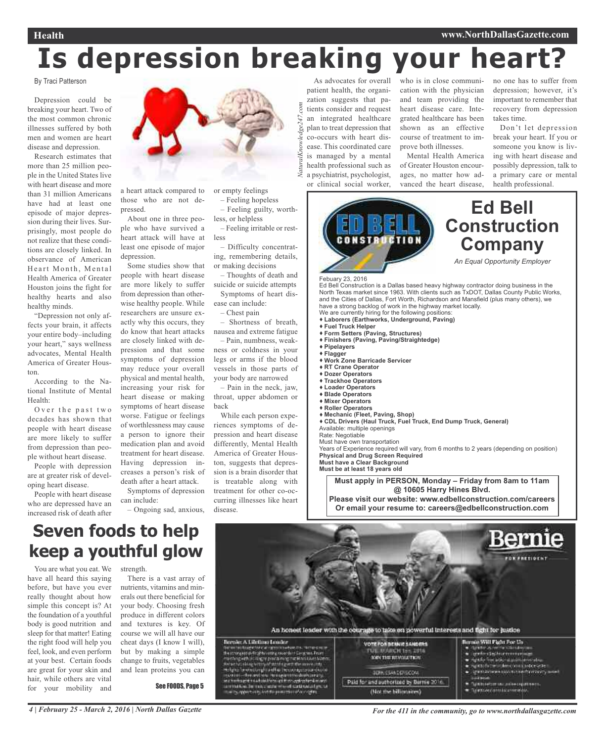# Is depression breaking your heart?

By Traci Patterson

Depression could be breaking your heart. Two of the most common chronic illnesses suffered by both men and women are heart disease and depression.

Research estimates that more than 25 million people in the United States live with heart disease and more than 31 million Americans have had at least one episode of major depression during their lives. Surprisingly, most people do not realize that these conditions are closely linked. In observance of American Heart Month, Mental Health America of Greater Houston joins the fight for healthy hearts and also healthy minds.

"Depression not only affects your brain, it affects your entire body–including your heart," says wellness advocates, Mental Health America of Greater Houston.

According to the National Institute of Mental Health:

Over the past two decades has shown that people with heart disease are more likely to suffer from depression than people without heart disease.

People with depression are at greater risk of developing heart disease.

People with heart disease who are depressed have an increased risk of death after a heart attack compared to those who are not depressed.

About one in three people who have survived a heart attack will have at least one episode of major depression.

Some studies show that people with heart disease are more likely to suffer from depression than otherwise healthy people. While researchers are unsure exactly why this occurs, they do know that heart attacks are closely linked with depression and that some symptoms of depression may reduce your overall physical and mental health, increasing your risk for heart disease or making symptoms of heart disease worse. Fatigue or feelings of worthlessness may cause a person to ignore their medication plan and avoid treatment for heart disease. Having depression increases a person's risk of death after a heart attack.

Symptoms of depression can include:

– Ongoing sad, anxious, or empty feelings
– Feeling hopeless
– Feeling guilty, worthless, or helpless
– Feeling irritable or restless
– Difficulty concentrating, remembering details, or making decisions
– Thoughts of death and suicide or suicide attempts

Symptoms of heart disease can include:

– Chest pain
– Shortness of breath, nausea and extreme fatigue
– Pain, numbness, weakness or coldness in your legs or arms if the blood vessels in those parts of your body are narrowed
– Pain in the neck, jaw, throat, upper abdomen or back

While each person experiences symptoms of depression and heart disease differently, Mental Health America of Greater Houston, suggests that depression is a brain disorder that is treatable along with treatment for other co-occurring illnesses like heart disease.

*NaturalKnowledge247.com*

As advocates for overall patient health, the organization suggests that patients consider and request an integrated healthcare plan to treat depression that co-occurs with heart disease. This coordinated care is managed by a mental health professional such as a psychiatrist, psychologist, or clinical social worker, who is in close communication with the physician and team providing the heart disease care. Integrated healthcare has been shown as an effective course of treatment to improve both illnesses.

Mental Health America of Greater Houston encourages, no matter how advanced the heart disease, no one has to suffer from depression; however, it's important to remember that recovery from depression takes time.

Don't let depression break your heart. If you or someone you know is living with heart disease and possibly depression, talk to a primary care or mental health professional.

---

## Ed Bell Construction Company

*An Equal Opportunity Employer*

Febuary 23, 2016

Ed Bell Construction is a Dallas based heavy highway contractor doing business in the North Texas market since 1963. With clients such as TxDOT, Dallas County Public Works, and the Cities of Dallas, Fort Worth, Richardson and Mansfield (plus many others), we have a strong backlog of work in the highway market locally.

We are currently hiring for the following positions:

- **Laborers (Earthworks, Underground, Paving)**
- **Fuel Truck Helper**
- **Form Setters (Paving, Structures)**
- **Finishers (Paving, Paving/Straightedge)**
- **Pipelayers**
- **Flagger**
- **Work Zone Barricade Servicer**
- **RT Crane Operator**
- **Dozer Operators**
- **Trackhoe Operators**
- **Loader Operators**
- **Blade Operators**
- **Mixer Operators**
- **Roller Operators**
- **Mechanic (Fleet, Paving, Shop)**
- **CDL Drivers (Haul Truck, Fuel Truck, End Dump Truck, General)**

Available: multiple openings
Rate: Negotiable
Must have own transportation
Years of Experience required will vary, from 6 months to 2 years (depending on position)
**Physical and Drug Screen Required**
**Must have a Clear Background**
**Must be at least 18 years old**

**Must apply in PERSON, Monday – Friday from 8am to 11am @ 10605 Harry Hines Blvd.**
**Please visit our website: www.edbellconstruction.com/careers**
**Or email your resume to: careers@edbellconstruction.com**

---

# Seven foods to help keep a youthful glow

You are what you eat. We have all heard this saying before, but have you ever really thought about how simple this concept is? At the foundation of a youthful body is good nutrition and sleep for that matter! Eating the right food will help you feel, look, and even perform at your best. Certain foods are great for your skin and hair, while others are vital for your mobility and strength.

There is a vast array of nutrients, vitamins and minerals out there beneficial for your body. Choosing fresh produce in different colors and textures is key. Of course we will all have our cheat days (I know I will), but by making a simple change to fruits, vegetables and lean proteins you can

**See FOODS, Page 5**

---

**Bernie** FOR PRESIDENT

An honest leader with the courage to take on powerful interests and fight for justice

VOTE FOR BERNIE SANDERS
JOIN THE REVOLUTION
BERNIESANDERS.COM

Paid for and authorized by Bernie 2016
(Not the billionaires)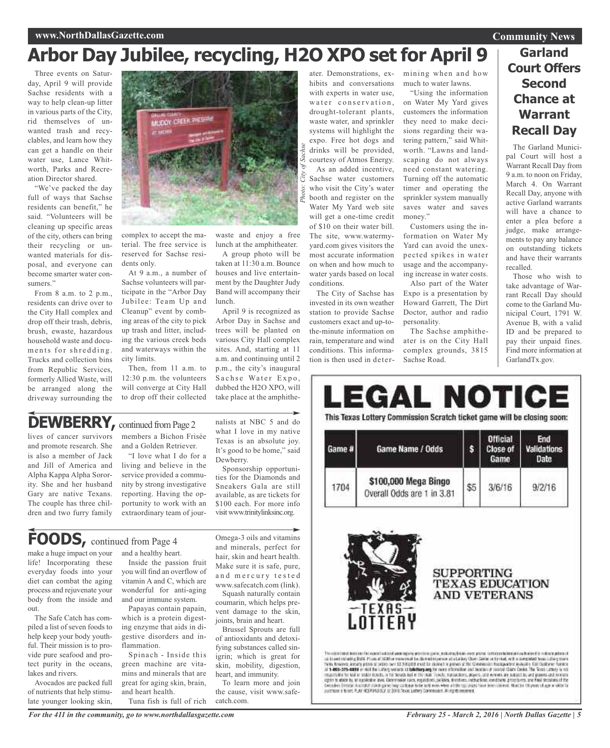# Arbor Day Jubilee, recycling, H2O XPO set for April 9

Three events on Saturday, April 9 will provide Sachse residents with a way to help clean-up litter in various parts of the City, rid themselves of unwanted trash and recyclables, and learn how they can get a handle on their water use, Lance Whitworth, Parks and Recreation Director shared.

"We've packed the day full of ways that Sachse residents can benefit," he said. "Volunteers will be cleaning up specific areas of the city, others can bring their recycling or unwanted materials for disposal, and everyone can become smarter water consumers."

From 8 a.m. to 2 p.m., residents can drive over to the City Hall complex and drop off their trash, debris, brush, ewaste, hazardous household waste and documents for shredding. Trucks and collection bins from Republic Services, formerly Allied Waste, will be arranged along the driveway surrounding the complex to accept the material. The free service is reserved for Sachse residents only.

*Photo: City of Sachse*

At 9 a.m., a number of Sachse volunteers will participate in the "Arbor Day Jubilee: Team Up and Cleanup" event by combing areas of the city to pick up trash and litter, including the various creek beds and waterways within the city limits.

Then, from 11 a.m. to 12:30 p.m. the volunteers will converge at City Hall to drop off their collected waste and enjoy a free lunch at the amphitheater.

A group photo will be taken at 11:30 a.m. Bounce houses and live entertainment by the Daughter Judy Band will accompany their lunch.

April 9 is recognized as Arbor Day in Sachse and trees will be planted on various City Hall complex sites. And, starting at 11 a.m. and continuing until 2 p.m., the city's inaugural Sachse Water Expo, dubbed the H2O XPO, will take place at the amphitheater. Demonstrations, exhibits and conversations with experts in water use, water conservation, drought-tolerant plants, waste water, and sprinkler systems will highlight the expo. Free hot dogs and drinks will be provided, courtesy of Atmos Energy.

As an added incentive, Sachse water customers who visit the City's water booth and register on the Water My Yard web site will get a one-time credit of $10 on their water bill. The site, www.watermyyard.com gives visitors the most accurate information on when and how much to water yards based on local conditions.

The City of Sachse has invested in its own weather station to provide Sachse customers exact and up-to-the-minute information on rain, temperature and wind conditions. This information is then used in determining when and how much to water lawns.

"Using the information on Water My Yard gives customers the information they need to make decisions regarding their watering pattern," said Whitworth. "Lawns and landscaping do not always need constant watering. Turning off the automatic timer and operating the sprinkler system manually saves water and saves money."

Customers using the information on Water My Yard can avoid the unexpected spikes in water usage and the accompanying increase in water costs.

Also part of the Water Expo is a presentation by Howard Garrett, The Dirt Doctor, author and radio personality.

The Sachse amphitheater is on the City Hall complex grounds, 3815 Sachse Road.

## Garland Court Offers Second Chance at Warrant Recall Day

The Garland Municipal Court will host a Warrant Recall Day from 9 a.m. to noon on Friday, March 4. On Warrant Recall Day, anyone with active Garland warrants will have a chance to enter a plea before a judge, make arrangements to pay any balance on outstanding tickets and have their warrants recalled.

Those who wish to take advantage of Warrant Recall Day should come to the Garland Municipal Court, 1791 W. Avenue B, with a valid ID and be prepared to pay their unpaid fines. Find more information at GarlandTx.gov.

## DEWBERRY, continued from Page 2

lives of cancer survivors and promote research. She is also a member of Jack and Jill of America and Alpha Kappa Alpha Sorority. She and her husband Gary are native Texans. The couple has three children and two furry family members a Bichon Frisée and a Golden Retriever.

"I love what I do for a living and believe in the service provided a community by strong investigative reporting. Having the opportunity to work with an extraordinary team of journalists at NBC 5 and do what I love in my native Texas is an absolute joy. It's good to be home," said Dewberry.

Sponsorship opportunities for the Diamonds and Sneakers Gala are still available, as are tickets for $100 each. For more info visit www.trinitylinksinc.org.

## FOODS, continued from Page 4

make a huge impact on your life! Incorporating these everyday foods into your diet can combat the aging process and rejuvenate your body from the inside and out.

The Safe Catch has compiled a list of seven foods to help keep your body youthful. Their mission is to provide pure seafood and protect purity in the oceans, lakes and rivers.

Avocados are packed full of nutrients that help stimulate younger looking skin, and a healthy heart.

Inside the passion fruit you will find an overflow of vitamin A and C, which are wonderful for anti-aging and our immune system.

Papayas contain papain, which is a protein digesting enzyme that aids in digestive disorders and inflammation.

Spinach - Inside this green machine are vitamins and minerals that are great for aging skin, brain, and heart health.

Tuna fish is full of rich Omega-3 oils and vitamins and minerals, perfect for hair, skin and heart health. Make sure it is safe, pure, and mercury tested www.safecatch.com (link).

Squash naturally contain coumarin, which helps prevent damage to the skin, joints, brain and heart.

Brussel Sprouts are full of antioxidants and detoxifying substances called sinigrin; which is great for skin, mobility, digestion, heart, and immunity.

To learn more and join the cause, visit www.safecatch.com.

## LEGAL NOTICE

**This Texas Lottery Commission Scratch ticket game will be closing soon:**

| Game # | Game Name / Odds | $ | Official Close of Game | End Validations Date |
|---|---|---|---|---|
| 1704 | $100,000 Mega Bingo<br>Overall Odds are 1 in 3.81 | $5 | 3/6/16 | 9/2/16 |

TEXAS LOTTERY

SUPPORTING TEXAS EDUCATION AND VETERANS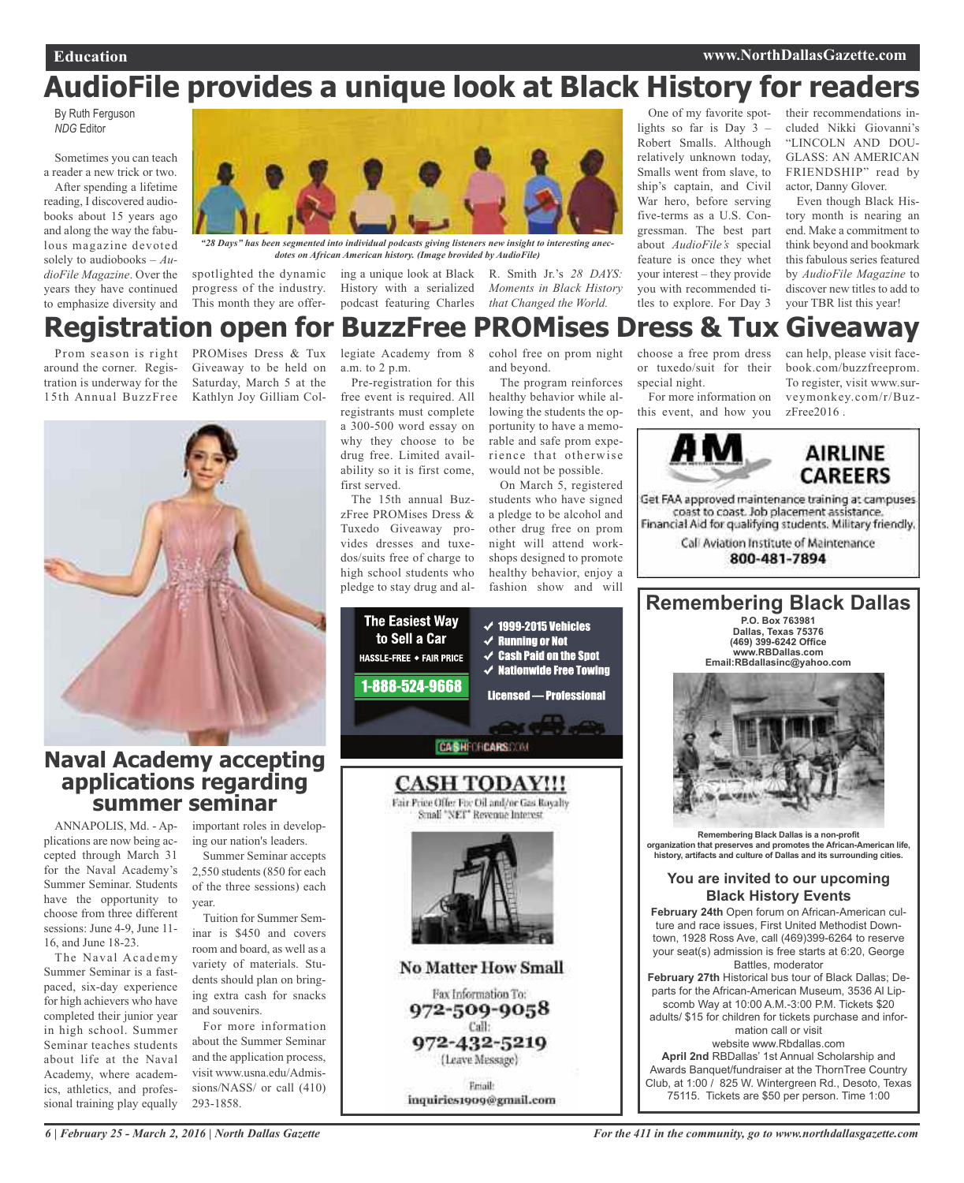# AudioFile provides a unique look at Black History for readers

By Ruth Ferguson
*NDG* Editor

Sometimes you can teach a reader a new trick or two.

After spending a lifetime reading, I discovered audiobooks about 15 years ago and along the way the fabulous magazine devoted solely to audiobooks – *AudioFile Magazine*. Over the years they have continued to emphasize diversity and spotlighted the dynamic progress of the industry. This month they are offering a unique look at Black History with a serialized podcast featuring Charles R. Smith Jr.'s *28 DAYS: Moments in Black History that Changed the World.*

*"28 Days" has been segmented into individual podcasts giving listeners new insight to interesting anecdotes on African American history. (Image brovided by AudioFile)*

One of my favorite spotlights so far is Day 3 – Robert Smalls. Although relatively unknown today, Smalls went from slave, to ship's captain, and Civil War hero, before serving five-terms as a U.S. Congressman. The best part about *AudioFile's* special feature is once they whet your interest – they provide you with recommended titles to explore. For Day 3 their recommendations included Nikki Giovanni's "LINCOLN AND DOUGLASS: AN AMERICAN FRIENDSHIP" read by actor, Danny Glover.

Even though Black History month is nearing an end. Make a commitment to think beyond and bookmark this fabulous series featured by *AudioFile Magazine* to discover new titles to add to your TBR list this year!

# Registration open for BuzzFree PROMises Dress & Tux Giveaway

Prom season is right around the corner. Registration is underway for the 15th Annual BuzzFree PROMises Dress & Tux Giveaway to be held on Saturday, March 5 at the Kathlyn Joy Gilliam Collegiate Academy from 8 a.m. to 2 p.m.

Pre-registration for this free event is required. All registrants must complete a 300-500 word essay on why they choose to be drug free. Limited availability so it is first come, first served.

The 15th annual BuzzFree PROMises Dress & Tuxedo Giveaway provides dresses and tuxedos/suits free of charge to high school students who pledge to stay drug and alcohol free on prom night and beyond.

The program reinforces healthy behavior while allowing the students the opportunity to have a memorable and safe prom experience that otherwise would not be possible.

On March 5, registered students who have signed a pledge to be alcohol and other drug free on prom night will attend workshops designed to promote healthy behavior, enjoy a fashion show and will choose a free prom dress or tuxedo/suit for their special night.

For more information on this event, and how you can help, please visit facebook.com/buzzfreeprom. To register, visit www.surveymonkey.com/r/BuzzFree2016 .

## Naval Academy accepting applications regarding summer seminar

ANNAPOLIS, Md. - Applications are now being accepted through March 31 for the Naval Academy's Summer Seminar. Students have the opportunity to choose from three different sessions: June 4-9, June 11-16, and June 18-23.

The Naval Academy Summer Seminar is a fast-paced, six-day experience for high achievers who have completed their junior year in high school. Summer Seminar teaches students about life at the Naval Academy, where academics, athletics, and professional training play equally important roles in developing our nation's leaders.

Summer Seminar accepts 2,550 students (850 for each of the three sessions) each year.

Tuition for Summer Seminar is $450 and covers room and board, as well as a variety of materials. Students should plan on bringing extra cash for snacks and souvenirs.

For more information about the Summer Seminar and the application process, visit www.usna.edu/Admissions/NASS/ or call (410) 293-1858.

---

**AM AIRLINE CAREERS**

Get FAA approved maintenance training at campuses coast to coast. Job placement assistance. Financial Aid for qualifying students. Military friendly.

Call Aviation Institute of Maintenance
**800-481-7894**

---

**The Easiest Way to Sell a Car**
HASSLE-FREE ◆ FAIR PRICE
**1-888-524-9668**

✓ 1999-2015 Vehicles
✓ Running or Not
✓ Cash Paid on the Spot
✓ Nationwide Free Towing

Licensed — Professional

CASHFORCARS.COM

---

**CASH TODAY!!!**
Fair Price Offer For Oil and/or Gas Royalty Small "NET" Revenue Interest

**No Matter How Small**

Fax Information To:
**972-509-9058**
Call:
**972-432-5219**
(Leave Message)

Email:
**inquiries1909@gmail.com**

---

## Remembering Black Dallas

**P.O. Box 763981**
**Dallas, Texas 75376**
**(469) 399-6242 Office**
**www.RBDallas.com**
**Email:RBdallasinc@yahoo.com**

**Remembering Black Dallas is a non-profit organization that preserves and promotes the African-American life, history, artifacts and culture of Dallas and its surrounding cities.**

### You are invited to our upcoming Black History Events

**February 24th** Open forum on African-American culture and race issues, First United Methodist Downtown, 1928 Ross Ave, call (469)399-6264 to reserve your seat(s) admission is free starts at 6:20, George Battles, moderator

**February 27th** Historical bus tour of Black Dallas; Departs for the African-American Museum, 3536 Al Lipscomb Way at 10:00 A.M.-3:00 P.M. Tickets $20 adults/ $15 for children for tickets purchase and information call or visit website www.Rbdallas.com

**April 2nd** RBDallas' 1st Annual Scholarship and Awards Banquet/fundraiser at the ThornTree Country Club, at 1:00 / 825 W. Wintergreen Rd., Desoto, Texas 75115. Tickets are $50 per person. Time 1:00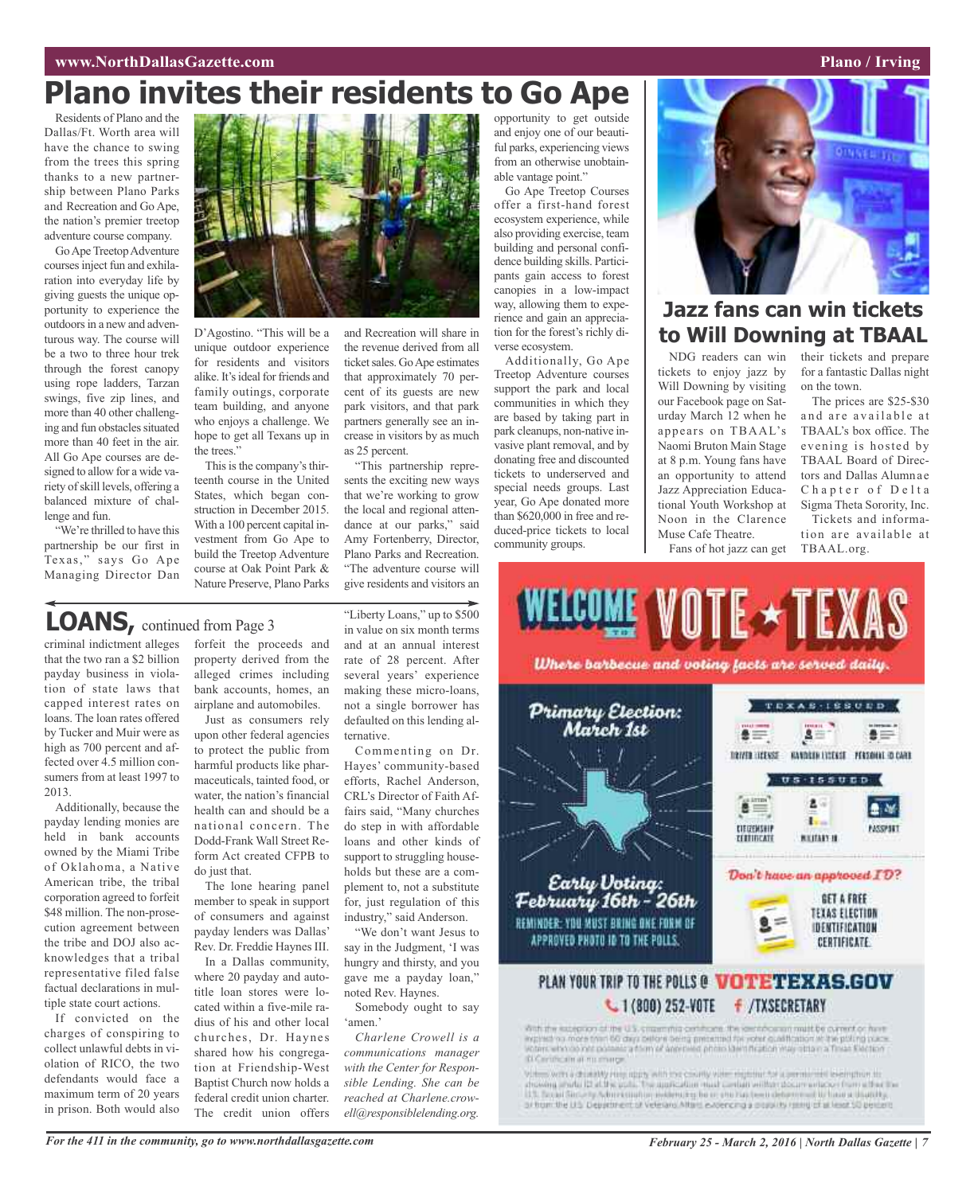# Plano invites their residents to Go Ape

Residents of Plano and the Dallas/Ft. Worth area will have the chance to swing from the trees this spring thanks to a new partnership between Plano Parks and Recreation and Go Ape, the nation's premier treetop adventure course company.

Go Ape Treetop Adventure courses inject fun and exhilaration into everyday life by giving guests the unique opportunity to experience the outdoors in a new and adventurous way. The course will be a two to three hour trek through the forest canopy using rope ladders, Tarzan swings, five zip lines, and more than 40 other challenging and fun obstacles situated more than 40 feet in the air. All Go Ape courses are designed to allow for a wide variety of skill levels, offering a balanced mixture of challenge and fun.

"We're thrilled to have this partnership be our first in Texas," says Go Ape Managing Director Dan D'Agostino. "This will be a unique outdoor experience for residents and visitors alike. It's ideal for friends and family outings, corporate team building, and anyone who enjoys a challenge. We hope to get all Texans up in the trees."

This is the company's thirteenth course in the United States, which began construction in December 2015. With a 100 percent capital investment from Go Ape to build the Treetop Adventure course at Oak Point Park & Nature Preserve, Plano Parks and Recreation will share in the revenue derived from all ticket sales. Go Ape estimates that approximately 70 percent of its guests are new park visitors, and that park partners generally see an increase in visitors by as much as 25 percent.

"This partnership represents the exciting new ways that we're working to grow the local and regional attendance at our parks," said Amy Fortenberry, Director, Plano Parks and Recreation. "The adventure course will give residents and visitors an opportunity to get outside and enjoy one of our beautiful parks, experiencing views from an otherwise unobtainable vantage point."

Go Ape Treetop Courses offer a first-hand forest ecosystem experience, while also providing exercise, team building and personal confidence building skills. Participants gain access to forest canopies in a low-impact way, allowing them to experience and gain an appreciation for the forest's richly diverse ecosystem.

Additionally, Go Ape Treetop Adventure courses support the park and local communities in which they are based by taking part in park cleanups, non-native invasive plant removal, and by donating free and discounted tickets to underserved and special needs groups. Last year, Go Ape donated more than $620,000 in free and reduced-price tickets to local community groups.

# Jazz fans can win tickets to Will Downing at TBAAL

NDG readers can win tickets to enjoy jazz by Will Downing by visiting our Facebook page on Saturday March 12 when he appears on TBAAL's Naomi Bruton Main Stage at 8 p.m. Young fans have an opportunity to attend Jazz Appreciation Educational Youth Workshop at Noon in the Clarence Muse Cafe Theatre.

Fans of hot jazz can get their tickets and prepare for a fantastic Dallas night on the town.

The prices are $25-$30 and are available at TBAAL's box office. The evening is hosted by TBAAL Board of Directors and Dallas Alumnae Chapter of Delta Sigma Theta Sorority, Inc.

Tickets and information are available at TBAAL.org.

# LOANS, continued from Page 3

criminal indictment alleges that the two ran a $2 billion payday business in violation of state laws that capped interest rates on loans. The loan rates offered by Tucker and Muir were as high as 700 percent and affected over 4.5 million consumers from at least 1997 to 2013.

Additionally, because the payday lending monies are held in bank accounts owned by the Miami Tribe of Oklahoma, a Native American tribe, the tribal corporation agreed to forfeit $48 million. The non-prosecution agreement between the tribe and DOJ also acknowledges that a tribal representative filed false factual declarations in multiple state court actions.

If convicted on the charges of conspiring to collect unlawful debts in violation of RICO, the two defendants would face a maximum term of 20 years in prison. Both would also forfeit the proceeds and property derived from the alleged crimes including bank accounts, homes, an airplane and automobiles.

Just as consumers rely upon other federal agencies to protect the public from harmful products like pharmaceuticals, tainted food, or water, the nation's financial health can and should be a national concern. The Dodd-Frank Wall Street Reform Act created CFPB to do just that.

The lone hearing panel member to speak in support of consumers and against payday lenders was Dallas' Rev. Dr. Freddie Haynes III.

In a Dallas community, where 20 payday and auto-title loan stores were located within a five-mile radius of his and other local churches, Dr. Haynes shared how his congregation at Friendship-West Baptist Church now holds a federal credit union charter. The credit union offers "Liberty Loans," up to $500 in value on six month terms and at an annual interest rate of 28 percent. After several years' experience making these micro-loans, not a single borrower has defaulted on this lending alternative.

Commenting on Dr. Hayes' community-based efforts, Rachel Anderson, CRL's Director of Faith Affairs said, "Many churches do step in with affordable loans and other kinds of support to struggling households but these are a complement to, not a substitute for, just regulation of this industry," said Anderson.

"We don't want Jesus to say in the Judgment, 'I was hungry and thirsty, and you gave me a payday loan," noted Rev. Haynes.

Somebody ought to say 'amen.'

*Charlene Crowell is a communications manager with the Center for Responsible Lending. She can be reached at Charlene.crowell@responsiblelending.org.*

---

WELCOME TO VOTE ★ TEXAS

*Where barbecue and voting facts are served daily.*

**Primary Election: March 1st**

**Early Voting: February 16th - 26th**

REMINDER: YOU MUST BRING ONE FORM OF APPROVED PHOTO ID TO THE POLLS.

TEXAS-ISSUED: DRIVER LICENSE, HANDGUN LICENSE, PERSONAL ID CARD

US-ISSUED: CITIZENSHIP CERTIFICATE, MILITARY ID, PASSPORT

*Don't have an approved ID?* GET A FREE TEXAS ELECTION IDENTIFICATION CERTIFICATE.

PLAN YOUR TRIP TO THE POLLS @ VOTETEXAS.GOV

1 (800) 252-VOTE /TXSECRETARY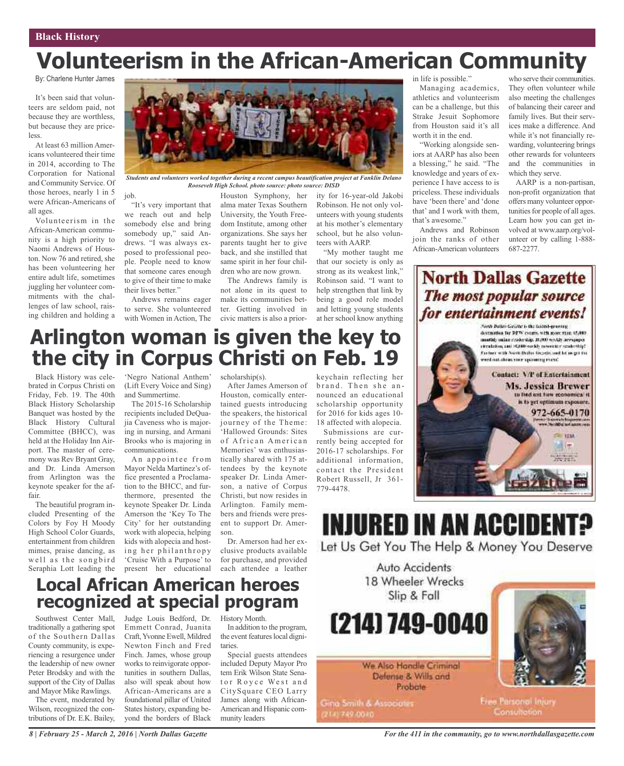# Volunteerism in the African-American Community

By: Charlene Hunter James

It's been said that volunteers are seldom paid, not because they are worthless, but because they are priceless.

At least 63 million Americans volunteered their time in 2014, according to The Corporation for National and Community Service. Of those heroes, nearly 1 in 5 were African-Americans of all ages.

Volunteerism in the African-American community is a high priority to Naomi Andrews of Houston. Now 76 and retired, she has been volunteering her entire adult life, sometimes juggling her volunteer commitments with the challenges of law school, raising children and holding a job.

*Students and volunteers worked together during a recent campus beautification project at Fanklin Delano Roosevelt High School. photo source: photo source: DISD*

"It's very important that we reach out and help somebody else and bring somebody up," said Andrews. "I was always exposed to professional people. People need to know that someone cares enough to give of their time to make their lives better."

Andrews remains eager to serve. She volunteered with Women in Action, The Houston Symphony, her alma mater Texas Southern University, the Youth Freedom Institute, among other organizations. She says her parents taught her to give back, and she instilled that same spirit in her four children who are now grown.

The Andrews family is not alone in its quest to make its communities better. Getting involved in civic matters is also a priority for 16-year-old Jakobi Robinson. He not only volunteers with young students at his mother's elementary school, but he also volunteers with AARP.

"My mother taught me that our society is only as strong as its weakest link," Robinson said. "I want to help strengthen that link by being a good role model and letting young students at her school know anything in life is possible."

Managing academics, athletics and volunteerism can be a challenge, but this Strake Jesuit Sophomore from Houston said it's all worth it in the end.

"Working alongside seniors at AARP has also been a blessing," he said. "The knowledge and years of experience I have access to is priceless. These individuals have 'been there' and 'done that' and I work with them, that's awesome."

Andrews and Robinson join the ranks of other African-American volunteers who serve their communities. They often volunteer while also meeting the challenges of balancing their career and family lives. But their services make a difference. And while it's not financially rewarding, volunteering brings other rewards for volunteers and the communities in which they serve.

AARP is a non-partisan, non-profit organization that offers many volunteer opportunities for people of all ages. Learn how you can get involved at www.aarp.org/volunteer or by calling 1-888-687-2277.

# Arlington woman is given the key to the city in Corpus Christi on Feb. 19

Black History was celebrated in Corpus Christi on Friday, Feb. 19. The 40th Black History Scholarship Banquet was hosted by the Black History Cultural Committee (BHCC), was held at the Holiday Inn Airport. The master of ceremony was Rev Bryant Gray, and Dr. Linda Amerson from Arlington was the keynote speaker for the affair.

The beautiful program included Presenting of the Colors by Foy H Moody High School Color Guards, entertainment from children mimes, praise dancing, as well as the songbird Seraphia Lott leading the 'Negro National Anthem' (Lift Every Voice and Sing) and Summertime.

The 2015-16 Scholarship recipients included DeQuajia Caveness who is majoring in nursing, and Armani Brooks who is majoring in communications.

An appointee from Mayor Nelda Martinez's office presented a Proclamation to the BHCC, and furthermore, presented the keynote Speaker Dr. Linda Amerson the 'Key To The City' for her outstanding work with alopecia, helping kids with alopecia and hosting her philanthropy 'Cruise With a Purpose' to present her educational scholarship(s).

After James Amerson of Houston, comically entertained guests introducing the speakers, the historical journey of the Theme: 'Hallowed Grounds: Sites of African American Memories' was enthusiastically shared with 175 attendees by the keynote speaker Dr. Linda Amerson, a native of Corpus Christi, but now resides in Arlington. Family members and friends were present to support Dr. Amerson.

Dr. Amerson had her exclusive products available for purchase, and provided each attendee a leather keychain reflecting her brand. Then she announced an educational scholarship opportunity for 2016 for kids ages 10-18 affected with alopecia.

Submissions are currently being accepted for 2016-17 scholarships. For additional information, contact the President Robert Russell, Jr 361-779-4478.

# Local African American heroes recognized at special program

Southwest Center Mall, traditionally a gathering spot of the Southern Dallas County community, is experiencing a resurgence under the leadership of new owner Peter Brodsky and with the support of the City of Dallas and Mayor Mike Rawlings.

The event, moderated by Wilson, recognized the contributions of Dr. E.K. Bailey, Judge Louis Bedford, Dr. Emmett Conrad, Juanita Craft, Yvonne Ewell, Mildred Newton Finch and Fred Finch. James, whose group works to reinvigorate opportunities in southern Dallas, also will speak about how African-Americans are a foundational pillar of United States history, expanding beyond the borders of Black History Month.

In addition to the program, the event features local dignitaries.

Special guests attendees included Deputy Mayor Pro tem Erik Wilson State Senator Royce West and CitySquare CEO Larry James along with African-American and Hispanic community leaders

**North Dallas Gazette**
*The most popular source for entertainment events!*

North Dallas Gazette is the fastest-growing destination for DFW events, with more than 45,000 monthly online readership, 18,000 weekly newspaper circulation, and 50,000 weekly newsletter readership! Partner with North Dallas Gazette, and let us get the word out about your upcoming event!

Contact: VP of Entertainment
Ms. Jessica Brewer
to find out how economical it is to get optimum exposure.
972-665-0170

**INJURED IN AN ACCIDENT?**
Let Us Get You The Help & Money You Deserve

Auto Accidents
18 Wheeler Wrecks
Slip & Fall

(214) 749-0040

We Also Handle Criminal Defense & Wills and Probate

Gina Smith & Associates
(214) 749-0040

Free Personal Injury Consultation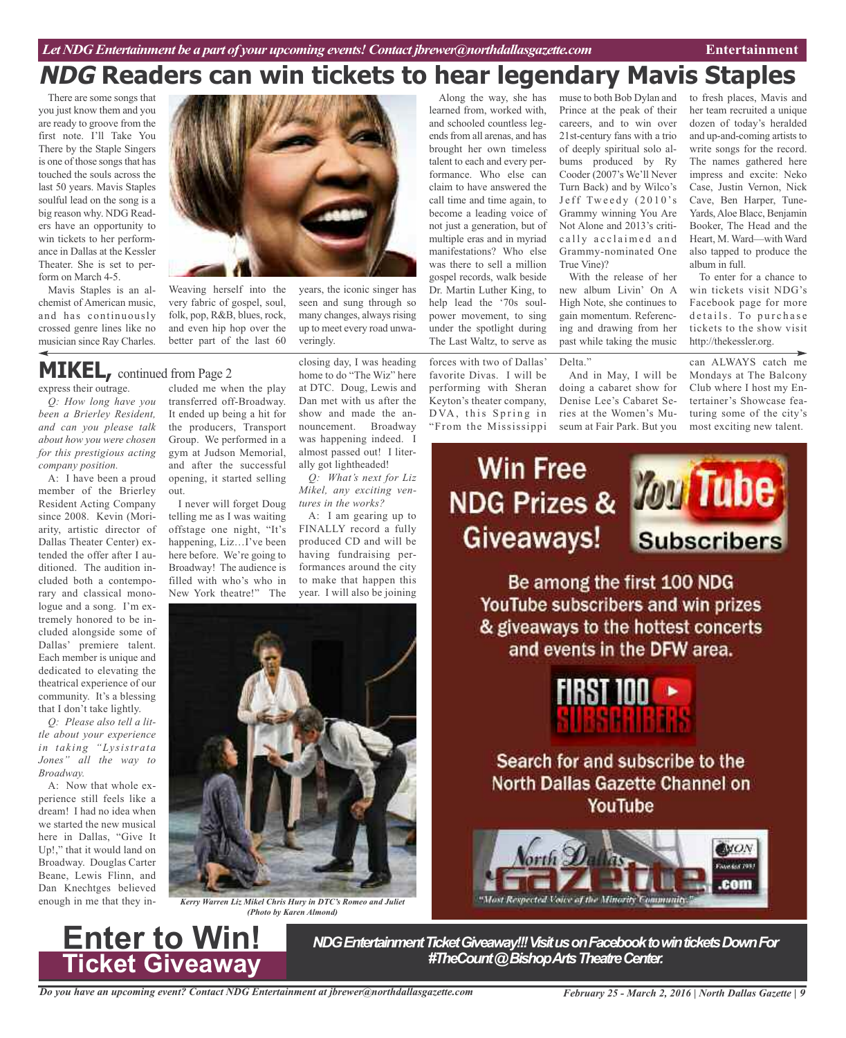# *NDG* Readers can win tickets to hear legendary Mavis Staples

There are some songs that you just know them and you are ready to groove from the first note. I'll Take You There by the Staple Singers is one of those songs that has touched the souls across the last 50 years. Mavis Staples soulful lead on the song is a big reason why. NDG Readers have an opportunity to win tickets to her performance in Dallas at the Kessler Theater. She is set to perform on March 4-5.

Mavis Staples is an alchemist of American music, and has continuously crossed genre lines like no musician since Ray Charles. Weaving herself into the very fabric of gospel, soul, folk, pop, R&B, blues, rock, and even hip hop over the better part of the last 60 years, the iconic singer has seen and sung through so many changes, always rising up to meet every road unwaveringly.

Along the way, she has learned from, worked with, and schooled countless legends from all arenas, and has brought her own timeless talent to each and every performance. Who else can claim to have answered the call time and time again, to become a leading voice of not just a generation, but of multiple eras and in myriad manifestations? Who else was there to sell a million gospel records, walk beside Dr. Martin Luther King, to help lead the '70s soul-power movement, to sing under the spotlight during The Last Waltz, to serve as muse to both Bob Dylan and Prince at the peak of their careers, and to win over 21st-century fans with a trio of deeply spiritual solo albums produced by Ry Cooder (2007's We'll Never Turn Back) and by Wilco's Jeff Tweedy (2010's Grammy winning You Are Not Alone and 2013's critically acclaimed and Grammy-nominated One True Vine)?

With the release of her new album Livin' On A High Note, she continues to gain momentum. Referencing and drawing from her past while taking the music to fresh places, Mavis and her team recruited a unique dozen of today's heralded and up-and-coming artists to write songs for the record. The names gathered here impress and excite: Neko Case, Justin Vernon, Nick Cave, Ben Harper, Tune-Yards, Aloe Blacc, Benjamin Booker, The Head and the Heart, M. Ward—with Ward also tapped to produce the album in full.

To enter for a chance to win tickets visit NDG's Facebook page for more details. To purchase tickets to the show visit http://thekessler.org.

## MIKEL, continued from Page 2

express their outrage.

*Q: How long have you been a Brierley Resident, and can you please talk about how you were chosen for this prestigious acting company position.*

A: I have been a proud member of the Brierley Resident Acting Company since 2008. Kevin (Moriarity, artistic director of Dallas Theater Center) extended the offer after I auditioned. The audition included both a contemporary and classical monologue and a song. I'm extremely honored to be included alongside some of Dallas' premiere talent. Each member is unique and dedicated to elevating the theatrical experience of our community. It's a blessing that I don't take lightly.

*Q: Please also tell a little about your experience in taking "Lysistrata Jones" all the way to Broadway.*

A: Now that whole experience still feels like a dream! I had no idea when we started the new musical here in Dallas, "Give It Up!," that it would land on Broadway. Douglas Carter Beane, Lewis Flinn, and Dan Knechtges believed enough in me that they included me when the play transferred off-Broadway. It ended up being a hit for the producers, Transport Group. We performed in a gym at Judson Memorial, and after the successful opening, it started selling out.

I never will forget Doug telling me as I was waiting offstage one night, "It's happening, Liz…I've been here before. We're going to Broadway! The audience is filled with who's who in New York theatre!" The closing day, I was heading home to do "The Wiz" here at DTC. Doug, Lewis and Dan met with us after the show and made the announcement. Broadway was happening indeed. I almost passed out! I literally got lightheaded!

*Q: What's next for Liz Mikel, any exciting ventures in the works?*

A: I am gearing up to FINALLY record a fully produced CD and will be having fundraising performances around the city to make that happen this year. I will also be joining forces with two of Dallas' favorite Divas. I will be performing with Sheran Keyton's theater company, DVA, this Spring in "From the Mississippi Delta."

And in May, I will be doing a cabaret show for Denise Lee's Cabaret Series at the Women's Museum at Fair Park. But you can ALWAYS catch me Mondays at The Balcony Club where I host my Entertainer's Showcase featuring some of the city's most exciting new talent.

*Kerry Warren Liz Mikel Chris Hury in DTC's Romeo and Juliet (Photo by Karen Almond)*

**Win Free NDG Prizes & Giveaways! YouTube Subscribers**

Be among the first 100 NDG YouTube subscribers and win prizes & giveaways to the hottest concerts and events in the DFW area.

FIRST 100 SUBSCRIBERS

Search for and subscribe to the North Dallas Gazette Channel on YouTube

North Dallas Gazette .com — "Most Respected Voice of the Minority Community"

## Enter to Win! Ticket Giveaway

***NDG Entertainment Ticket Giveaway!!! Visit us on Facebook to win tickets Down For #TheCount @ Bishop Arts Theatre Center.***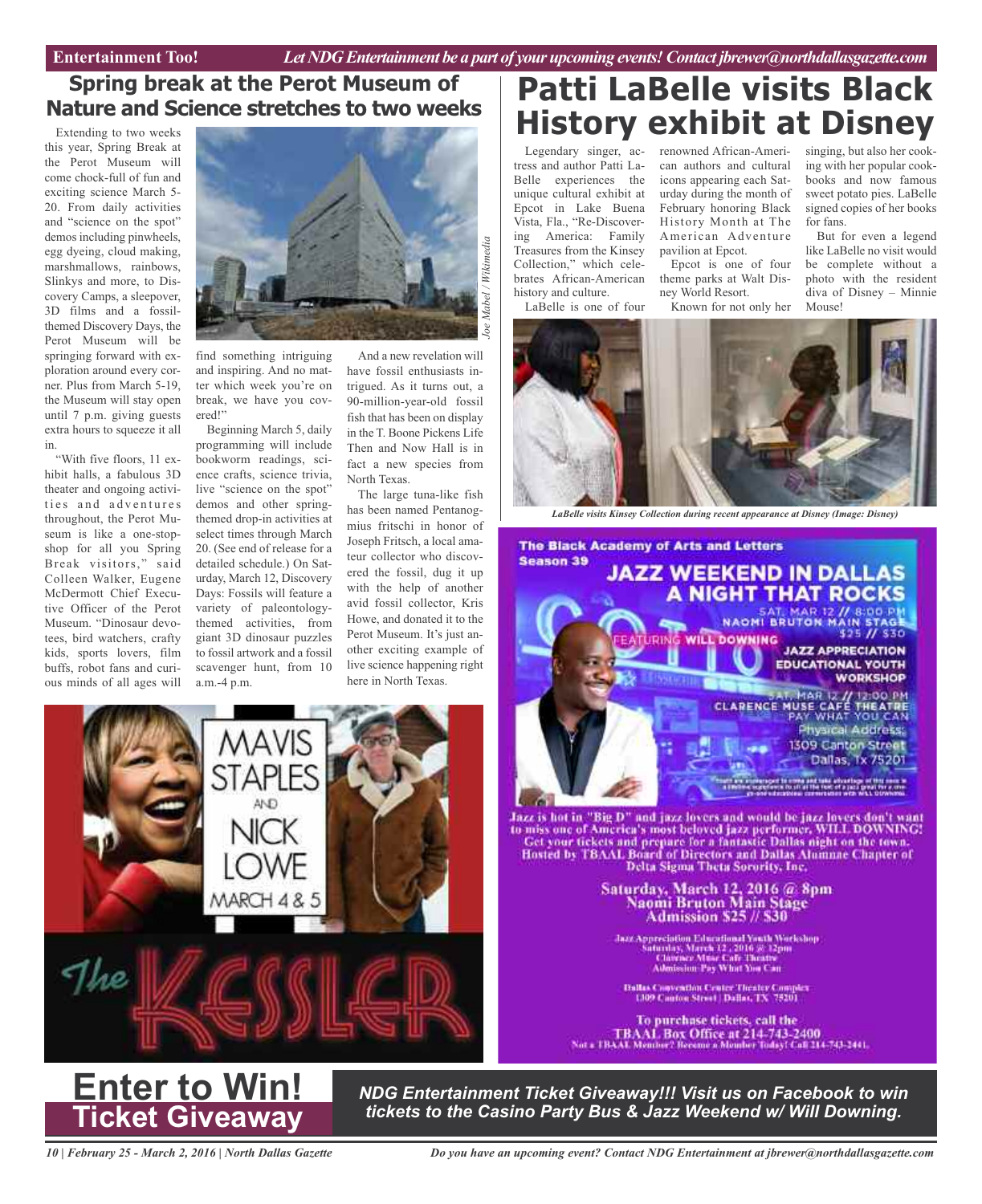## Spring break at the Perot Museum of Nature and Science stretches to two weeks

Extending to two weeks this year, Spring Break at the Perot Museum will come chock-full of fun and exciting science March 5-20. From daily activities and "science on the spot" demos including pinwheels, egg dyeing, cloud making, marshmallows, rainbows, Slinkys and more, to Discovery Camps, a sleepover, 3D films and a fossil-themed Discovery Days, the Perot Museum will be springing forward with exploration around every corner. Plus from March 5-19, the Museum will stay open until 7 p.m. giving guests extra hours to squeeze it all in.

"With five floors, 11 exhibit halls, a fabulous 3D theater and ongoing activities and adventures throughout, the Perot Museum is like a one-stop-shop for all you Spring Break visitors," said Colleen Walker, Eugene McDermott Chief Executive Officer of the Perot Museum. "Dinosaur devotees, bird watchers, crafty kids, sports lovers, film buffs, robot fans and curious minds of all ages will find something intriguing and inspiring. And no matter which week you're on break, we have you covered!"

Joe Mabel / Wikimedia

Beginning March 5, daily programming will include bookworm readings, science crafts, science trivia, live "science on the spot" demos and other spring-themed drop-in activities at select times through March 20. (See end of release for a detailed schedule.) On Saturday, March 12, Discovery Days: Fossils will feature a variety of paleontology-themed activities, from giant 3D dinosaur puzzles to fossil artwork and a fossil scavenger hunt, from 10 a.m.-4 p.m.

And a new revelation will have fossil enthusiasts intrigued. As it turns out, a 90-million-year-old fossil fish that has been on display in the T. Boone Pickens Life Then and Now Hall is in fact a new species from North Texas.

The large tuna-like fish has been named Pentanogmius fritschi in honor of Joseph Fritschi, a local amateur collector who discovered the fossil, dug it up with the help of another avid fossil collector, Kris Howe, and donated it to the Perot Museum. It's just another exciting example of live science happening right here in North Texas.

# Patti LaBelle visits Black History exhibit at Disney

Legendary singer, actress and author Patti LaBelle experiences the unique cultural exhibit at Epcot in Lake Buena Vista, Fla., "Re-Discovering America: Family Treasures from the Kinsey Collection," which celebrates African-American history and culture.

LaBelle is one of four renowned African-American authors and cultural icons appearing each Saturday during the month of February honoring Black History Month at The American Adventure pavilion at Epcot.

Epcot is one of four theme parks at Walt Disney World Resort.

Known for not only her singing, but also her cooking with her popular cookbooks and now famous sweet potato pies. LaBelle signed copies of her books for fans.

But for even a legend like LaBelle no visit would be complete without a photo with the resident diva of Disney – Minnie Mouse!

*LaBelle visits Kinsey Collection during recent appearance at Disney (Image: Disney)*

MAVIS STAPLES AND NICK LOWE
MARCH 4 & 5
The KESSLER

The Black Academy of Arts and Letters
Season 39

**JAZZ WEEKEND IN DALLAS**
**A NIGHT THAT ROCKS**

SAT. MAR 12 // 8:00 PM
NAOMI BRUTON MAIN STAGE
$25 // $30

FEATURING WILL DOWNING

JAZZ APPRECIATION EDUCATIONAL YOUTH WORKSHOP
SAT. MAR 12 // 12:00 PM
CLARENCE MUSE CAFÉ THEATRE
PAY WHAT YOU CAN
Physical Address:
1309 Canton Street
Dallas, Tx 75201

Jazz is hot in "Big D" and jazz lovers and would be jazz lovers don't want to miss one of America's most beloved jazz performer, WILL DOWNING! Get your tickets and prepare for a fantastic Dallas night on the town. Hosted by TBAAL Board of Directors and Dallas Alumnae Chapter of Delta Sigma Theta Sorority, Inc.

**Saturday, March 12, 2016 @ 8pm**
**Naomi Bruton Main Stage**
**Admission $25 // $30**

Jazz Appreciation Educational Youth Workshop
Saturday, March 12, 2016 @ 12pm
Clarence Muse Café Theatre
Admission-Pay What You Can

Dallas Convention Center Theater Complex
1309 Canton Street | Dallas, TX 75201

To purchase tickets, call the
TBAAL Box Office at 214-743-2400
Not a TBAAL Member? Become a Member Today! Call 214-743-2441.

# Enter to Win!
## Ticket Giveaway

***NDG Entertainment Ticket Giveaway!!! Visit us on Facebook to win tickets to the Casino Party Bus & Jazz Weekend w/ Will Downing.***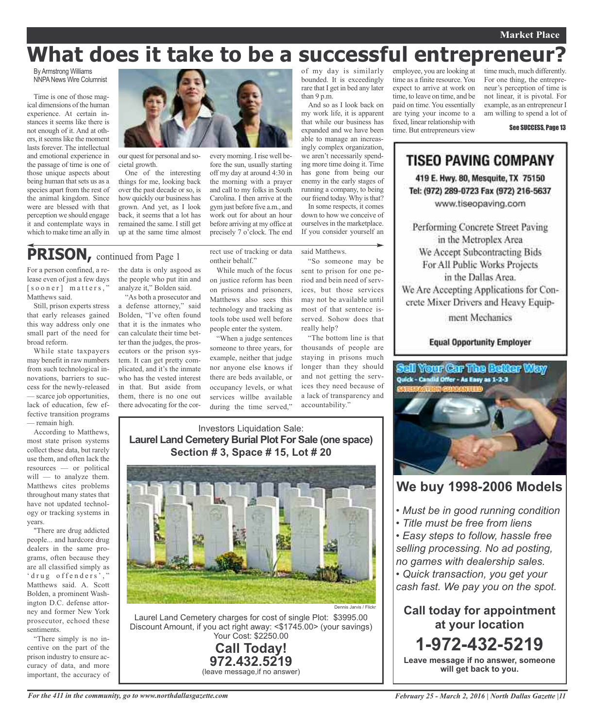# What does it take to be a successful entrepreneur?

By Armstrong Williams
NNPA News Wire Columnist

Time is one of those magical dimensions of the human experience. At certain instances it seems like there is not enough of it. And at others, it seems like the moment lasts forever. The intellectual and emotional experience in the passage of time is one of those unique aspects about being human that sets us as a species apart from the rest of the animal kingdom. Since were are blessed with that perception we should engage it and contemplate ways in which to make time an ally in our quest for personal and societal growth.

One of the interesting things for me, looking back over the past decade or so, is how quickly our business has grown. And yet, as I look back, it seems that a lot has remained the same. I still get up at the same time almost every morning. I rise well before the sun, usually starting off my day at around 4:30 in the morning with a prayer and call to my folks in South Carolina. I then arrive at the gym just before five a.m., and work out for about an hour before arriving at my office at precisely 7 o'clock. The end of my day is similarly bounded. It is exceedingly rare that I get in bed any later than 9 p.m.

And so as I look back on my work life, it is apparent that while our business has expanded and we have been able to manage an increasingly complex organization, we aren't necessarily spending more time doing it. Time has gone from being our enemy in the early stages of running a company, to being our friend today. Why is that?

In some respects, it comes down to how we conceive of ourselves in the marketplace. If you consider yourself an employee, you are looking at time as a finite resource. You expect to arrive at work on time, to leave on time, and be paid on time. You essentially are tying your income to a fixed, linear relationship with time. But entrepreneurs view time much, much differently. For one thing, the entrepreneur's perception of time is not linear, it is pivotal. For example, as an entrepreneur I am willing to spend a lot of

See SUCCESS, Page 13

## PRISON, continued from Page 1

For a person confined, a release even of just a few days [sooner] matters," Matthews said.

Still, prison experts stress that early releases gained this way address only one small part of the need for broad reform.

While state taxpayers may benefit in raw numbers from such technological innovations, barriers to success for the newly-released — scarce job opportunities, lack of education, few effective transition programs — remain high.

According to Matthews, most state prison systems collect these data, but rarely use them, and often lack the resources — or political will — to analyze them. Matthews cites problems throughout many states that have not updated technology or tracking systems in years.

"There are drug addicted people... and hardcore drug dealers in the same programs, often because they are all classified simply as 'drug offenders'," Matthews said. A. Scott Bolden, a prominent Washington D.C. defense attorney and former New York prosecutor, echoed these sentiments.

"There simply is no incentive on the part of the prison industry to ensure accuracy of data, and more important, the accuracy of the data is only asgood as the people who put itin and analyze it," Bolden said.

"As both a prosecutor and a defense attorney," said Bolden, "I've often found that it is the inmates who can calculate their time better than the judges, the prosecutors or the prison system. It can get pretty complicated, and it's the inmate who has the vested interest in that. But aside from them, there is no one out there advocating for the correct use of tracking or data ontheir behalf."

While much of the focus on justice reform has been on prisons and prisoners, Matthews also sees this technology and tracking as tools tobe used well before people enter the system.

"When a judge sentences someone to three years, for example, neither that judge nor anyone else knows if there are beds available, or occupancy levels, or what services willbe available during the time served," said Matthews.

"So someone may be sent to prison for one period and bein need of services, but those services may not be available until most of that sentence isserved. Sohow does that really help?

"The bottom line is that thousands of people are staying in prisons much longer than they should and not getting the services they need because of a lack of transparency and accountability."

---

Investors Liquidation Sale:

**Laurel Land Cemetery Burial Plot For Sale (one space)**
**Section # 3, Space # 15, Lot # 20**

Dennis Jarvis / Flickr

Laurel Land Cemetery charges for cost of single Plot: $3995.00
Discount Amount, if you act right away: <$1745.00> (your savings)
Your Cost: $2250.00

**Call Today!**
**972.432.5219**
(leave message,if no answer)

---

**TISEO PAVING COMPANY**

419 E. Hwy. 80, Mesquite, TX 75150
Tel: (972) 289-0723 Fax (972) 216-5637
www.tiseopaving.com

Performing Concrete Street Paving in the Metroplex Area
We Accept Subcontracting Bids For All Public Works Projects in the Dallas Area.
We Are Accepting Applications for Concrete Mixer Drivers and Heavy Equipment Mechanics

**Equal Opportunity Employer**

---

**Sell Your Car The Better Way**
Quick - Candid Offer - As Easy as 1-2-3
SATISFACTION GUARANTEED

## We buy 1998-2006 Models

- *Must be in good running condition*
- *Title must be free from liens*
- *Easy steps to follow, hassle free selling processing. No ad posting, no games with dealership sales.*
- *Quick transaction, you get your cash fast. We pay you on the spot.*

**Call today for appointment at your location**

**1-972-432-5219**

**Leave message if no answer, someone will get back to you.**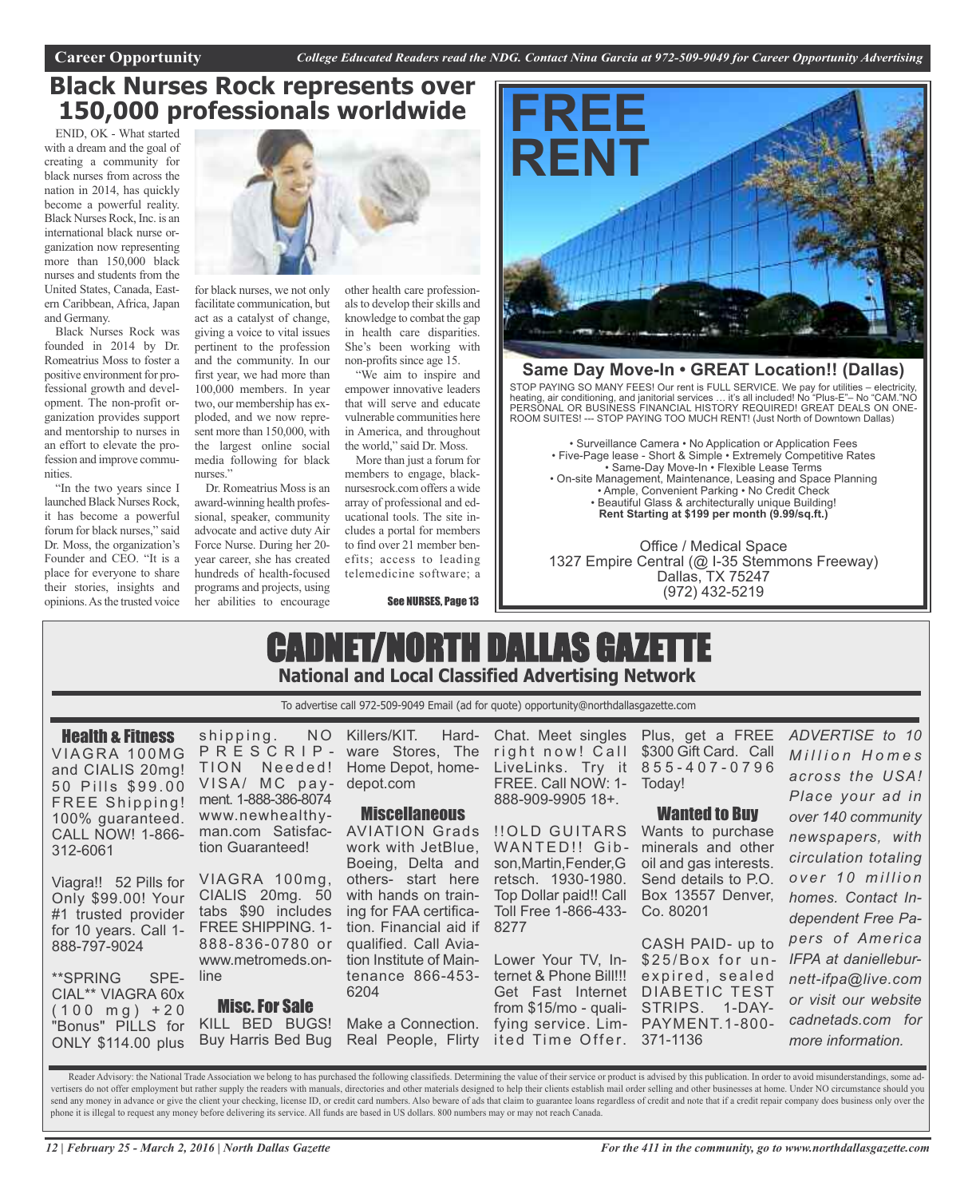# Black Nurses Rock represents over 150,000 professionals worldwide

ENID, OK - What started with a dream and the goal of creating a community for black nurses from across the nation in 2014, has quickly become a powerful reality. Black Nurses Rock, Inc. is an international black nurse organization now representing more than 150,000 black nurses and students from the United States, Canada, Eastern Caribbean, Africa, Japan and Germany.

Black Nurses Rock was founded in 2014 by Dr. Romeatrius Moss to foster a positive environment for professional growth and development. The non-profit organization provides support and mentorship to nurses in an effort to elevate the profession and improve communities.

"In the two years since I launched Black Nurses Rock, it has become a powerful forum for black nurses," said Dr. Moss, the organization's Founder and CEO. "It is a place for everyone to share their stories, insights and opinions. As the trusted voice for black nurses, we not only facilitate communication, but act as a catalyst of change, giving a voice to vital issues pertinent to the profession and the community. In our first year, we had more than 100,000 members. In year two, our membership has exploded, and we now represent more than 150,000, with the largest online social media following for black nurses."

Dr. Romeatrius Moss is an award-winning health professional, speaker, community advocate and active duty Air Force Nurse. During her 20-year career, she has created hundreds of health-focused programs and projects, using her abilities to encourage other health care professionals to develop their skills and knowledge to combat the gap in health care disparities. She's been working with non-profits since age 15.

"We aim to inspire and empower innovative leaders that will serve and educate vulnerable communities here in America, and throughout the world," said Dr. Moss.

More than just a forum for members to engage, blacknursesrock.com offers a wide array of professional and educational tools. The site includes a portal for members to find over 21 member benefits; access to leading telemedicine software; a

See NURSES, Page 13

---

# FREE RENT

**Same Day Move-In • GREAT Location!! (Dallas)**

STOP PAYING SO MANY FEES! Our rent is FULL SERVICE. We pay for utilities – electricity, heating, air conditioning, and janitorial services … it's all included! No "Plus-E"– No "CAM."NO PERSONAL OR BUSINESS FINANCIAL HISTORY REQUIRED! GREAT DEALS ON ONE-ROOM SUITES! --- STOP PAYING TOO MUCH RENT! (Just North of Downtown Dallas)

- Surveillance Camera • No Application or Application Fees
- Five-Page lease - Short & Simple • Extremely Competitive Rates
- Same-Day Move-In • Flexible Lease Terms
- On-site Management, Maintenance, Leasing and Space Planning
- Ample, Convenient Parking • No Credit Check
- Beautiful Glass & architecturally unique Building!

**Rent Starting at $199 per month (9.99/sq.ft.)**

Office / Medical Space
1327 Empire Central (@ I-35 Stemmons Freeway)
Dallas, TX 75247
(972) 432-5219

---

# CADNET/NORTH DALLAS GAZETTE

**National and Local Classified Advertising Network**

To advertise call 972-509-9049 Email (ad for quote) opportunity@northdallasgazette.com

### Health & Fitness

VIAGRA 100MG and CIALIS 20mg! 50 Pills $99.00 FREE Shipping! 100% guaranteed. CALL NOW! 1-866-312-6061

Viagra!! 52 Pills for Only $99.00! Your #1 trusted provider for 10 years. Call 1-888-797-9024

**SPRING SPECIAL** VIAGRA 60x (100 mg) +20 "Bonus" PILLS for ONLY $114.00 plus shipping. NO PRESCRIPTION Needed! VISA/ MC payment. 1-888-386-8074 www.newhealthyman.com Satisfaction Guaranteed!

VIAGRA 100mg, CIALIS 20mg. 50 tabs $90 includes FREE SHIPPING. 1-888-836-0780 or www.metromeds.online

### Misc. For Sale

KILL BED BUGS! Buy Harris Bed Bug Killers/KIT. Hardware Stores, The Home Depot, homedepot.com

### Miscellaneous

AVIATION Grads work with JetBlue, Boeing, Delta and others- start here with hands on training for FAA certification. Financial aid if qualified. Call Aviation Institute of Maintenance 866-453-6204

Make a Connection. Real People, Flirty Chat. Meet singles right now! Call LiveLinks. Try it FREE. Call NOW: 1-888-909-9905 18+.

!!OLD GUITARS WANTED!! Gibson,Martin,Fender,Gretsch. 1930-1980. Top Dollar paid!! Call Toll Free 1-866-433-8277

Lower Your TV, Internet & Phone Bill!!! Get Fast Internet from $15/mo - qualifying service. Limited Time Offer. Plus, get a FREE $300 Gift Card. Call 855-407-0796 Today!

### Wanted to Buy

Wants to purchase minerals and other oil and gas interests. Send details to P.O. Box 13557 Denver, Co. 80201

CASH PAID- up to $25/Box for unexpired, sealed DIABETIC TEST STRIPS. 1-DAY-PAYMENT.1-800-371-1136

*ADVERTISE to 10 Million Homes across the USA! Place your ad in over 140 community newspapers, with circulation totaling over 10 million homes. Contact Independent Free Papers of America IFPA at danielleburnett-ifpa@live.com or visit our website cadnetads.com for more information.*

Reader Advisory: the National Trade Association we belong to has purchased the following classifieds. Determining the value of their service or product is advised by this publication. In order to avoid misunderstandings, some advertisers do not offer employment but rather supply the readers with manuals, directories and other materials designed to help their clients establish mail order selling and other businesses at home. Under NO circumstance should you send any money in advance or give the client your checking, license ID, or credit card numbers. Also beware of ads that claim to guarantee loans regardless of credit and note that if a credit repair company does business only over the phone it is illegal to request any money before delivering its service. All funds are based in US dollars. 800 numbers may or may not reach Canada.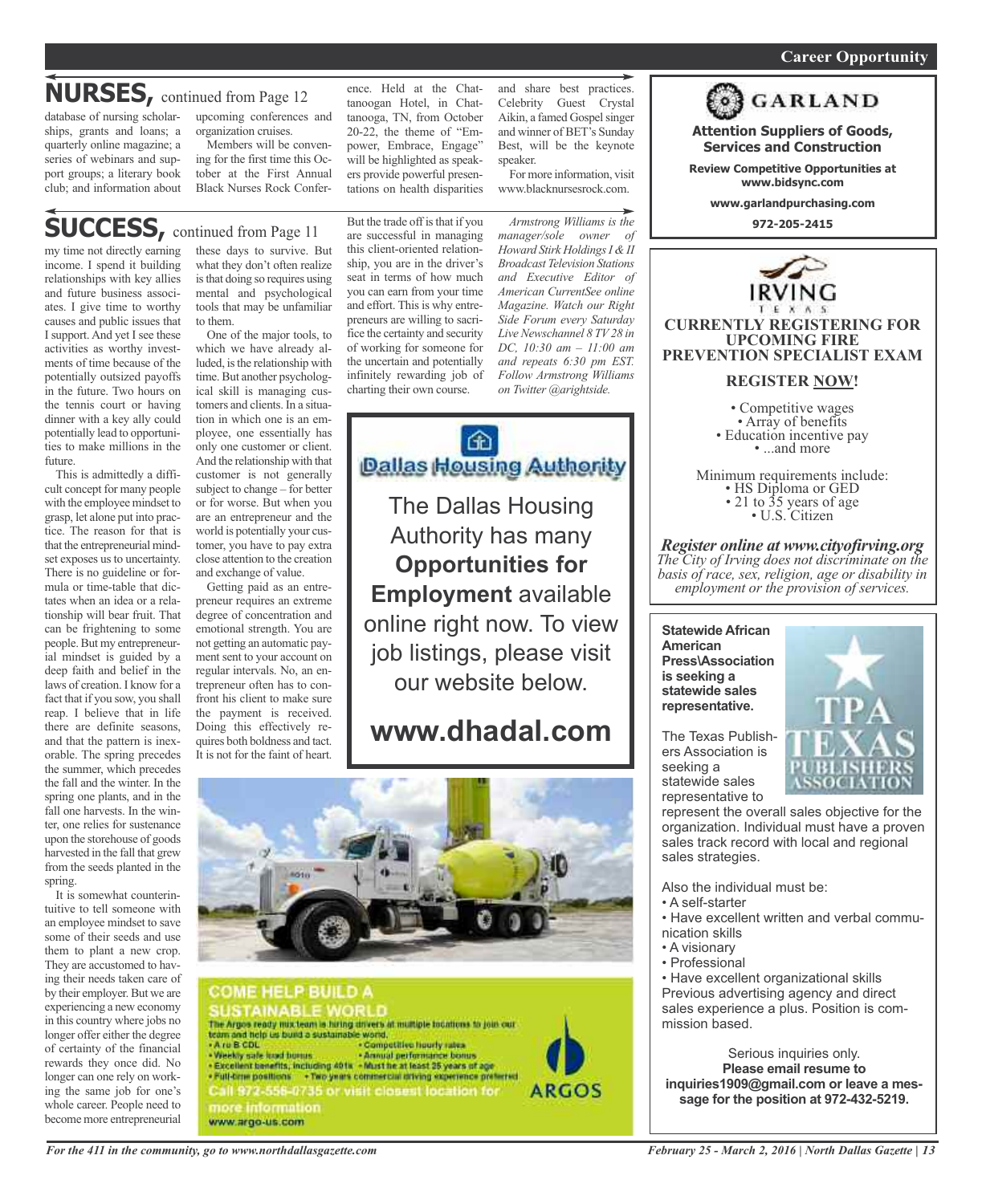## NURSES, continued from Page 12

database of nursing scholarships, grants and loans; a quarterly online magazine; a series of webinars and support groups; a literary book club; and information about upcoming conferences and organization cruises.

Members will be convening for the first time this October at the First Annual Black Nurses Rock Conference. Held at the Chattanoogan Hotel, in Chattanooga, TN, from October 20-22, the theme of "Empower, Embrace, Engage" will be highlighted as speakers provide powerful presentations on health disparities and share best practices. Celebrity Guest Crystal Aikin, a famed Gospel singer and winner of BET's Sunday Best, will be the keynote speaker.

For more information, visit www.blacknursesrock.com.

## SUCCESS, continued from Page 11

my time not directly earning income. I spend it building relationships with key allies and future business associates. I give time to worthy causes and public issues that I support. And yet I see these activities as worthy investments of time because of the potentially outsized payoffs in the future. Two hours on the tennis court or having dinner with a key ally could potentially lead to opportunities to make millions in the future.

This is admittedly a difficult concept for many people with the employee mindset to grasp, let alone put into practice. The reason for that is that the entrepreneurial mindset exposes us to uncertainty. There is no guideline or formula or time-table that dictates when an idea or a relationship will bear fruit. That can be frightening to some people. But my entrepreneurial mindset is guided by a deep faith and belief in the laws of creation. I know for a fact that if you sow, you shall reap. I believe that in life there are definite seasons, and that the pattern is inexorable. The spring precedes the summer, which precedes the fall and the winter. In the spring one plants, and in the fall one harvests. In the winter, one relies for sustenance upon the storehouse of goods harvested in the fall that grew from the seeds planted in the spring.

It is somewhat counterintuitive to tell someone with an employee mindset to save some of their seeds and use them to plant a new crop. They are accustomed to having their needs taken care of by their employer. But we are experiencing a new economy in this country where jobs no longer offer either the degree of certainty of the financial rewards they once did. No longer can one rely on working the same job for one's whole career. People need to become more entrepreneurial these days to survive. But what they don't often realize is that doing so requires using mental and psychological tools that may be unfamiliar to them.

One of the major tools, to which we have already alluded, is the relationship with time. But another psychological skill is managing customers and clients. In a situation in which one is an employee, one essentially has only one customer or client. And the relationship with that customer is not generally subject to change – for better or for worse. But when you are an entrepreneur and the world is potentially your customer, you have to pay extra close attention to the creation and exchange of value.

Getting paid as an entrepreneur requires an extreme degree of concentration and emotional strength. You are not getting an automatic payment sent to your account on regular intervals. No, an entrepreneur often has to confront his client to make sure the payment is received. Doing this effectively requires both boldness and tact. It is not for the faint of heart. But the trade off is that if you are successful in managing this client-oriented relationship, you are in the driver's seat in terms of how much you can earn from your time and effort. This is why entrepreneurs are willing to sacrifice the certainty and security of working for someone for the uncertain and potentially infinitely rewarding job of charting their own course.

*Armstrong Williams is the manager/sole owner of Howard Stirk Holdings I & II Broadcast Television Stations and Executive Editor of American CurrentSee online Magazine. Watch our Right Side Forum every Saturday Live Newschannel 8 TV 28 in DC, 10:30 am – 11:00 am and repeats 6:30 pm EST. Follow Armstrong Williams on Twitter @arightside.*

---

**Dallas Housing Authority**

The Dallas Housing Authority has many **Opportunities for Employment** available online right now. To view job listings, please visit our website below.

**www.dhadal.com**

---

**COME HELP BUILD A SUSTAINABLE WORLD**

The Argos ready mix team is hiring drivers at multiple locations to join our team and help us build a sustainable world.

- A or B CDL
- Weekly safe load bonus
- Excellent benefits, including 401k
- Full-time positions
- Competitive hourly rates
- Annual performance bonus
- Must be at least 25 years of age
- Two years commercial driving experience preferred

Call 972-556-0735 or visit closest location for more information

www.argo-us.com

ARGOS

---

**GARLAND**

**Attention Suppliers of Goods, Services and Construction**

**Review Competitive Opportunities at www.bidsync.com**

**www.garlandpurchasing.com**

**972-205-2415**

---

**IRVING TEXAS**

**CURRENTLY REGISTERING FOR UPCOMING FIRE PREVENTION SPECIALIST EXAM**

**REGISTER NOW!**

- Competitive wages
- Array of benefits
- Education incentive pay
- ...and more

Minimum requirements include:

- HS Diploma or GED
- 21 to 35 years of age
- U.S. Citizen

***Register online at www.cityofirving.org***

*The City of Irving does not discriminate on the basis of race, sex, religion, age or disability in employment or the provision of services.*

---

**Statewide African American Press\Association is seeking a statewide sales representative.**

TPA TEXAS PUBLISHERS ASSOCIATION

The Texas Publishers Association is seeking a statewide sales representative to represent the overall sales objective for the organization. Individual must have a proven sales track record with local and regional sales strategies.

Also the individual must be:

- A self-starter
- Have excellent written and verbal communication skills
- A visionary
- Professional
- Have excellent organizational skills

Previous advertising agency and direct sales experience a plus. Position is commission based.

Serious inquiries only.

**Please email resume to inquiries1909@gmail.com or leave a message for the position at 972-432-5219.**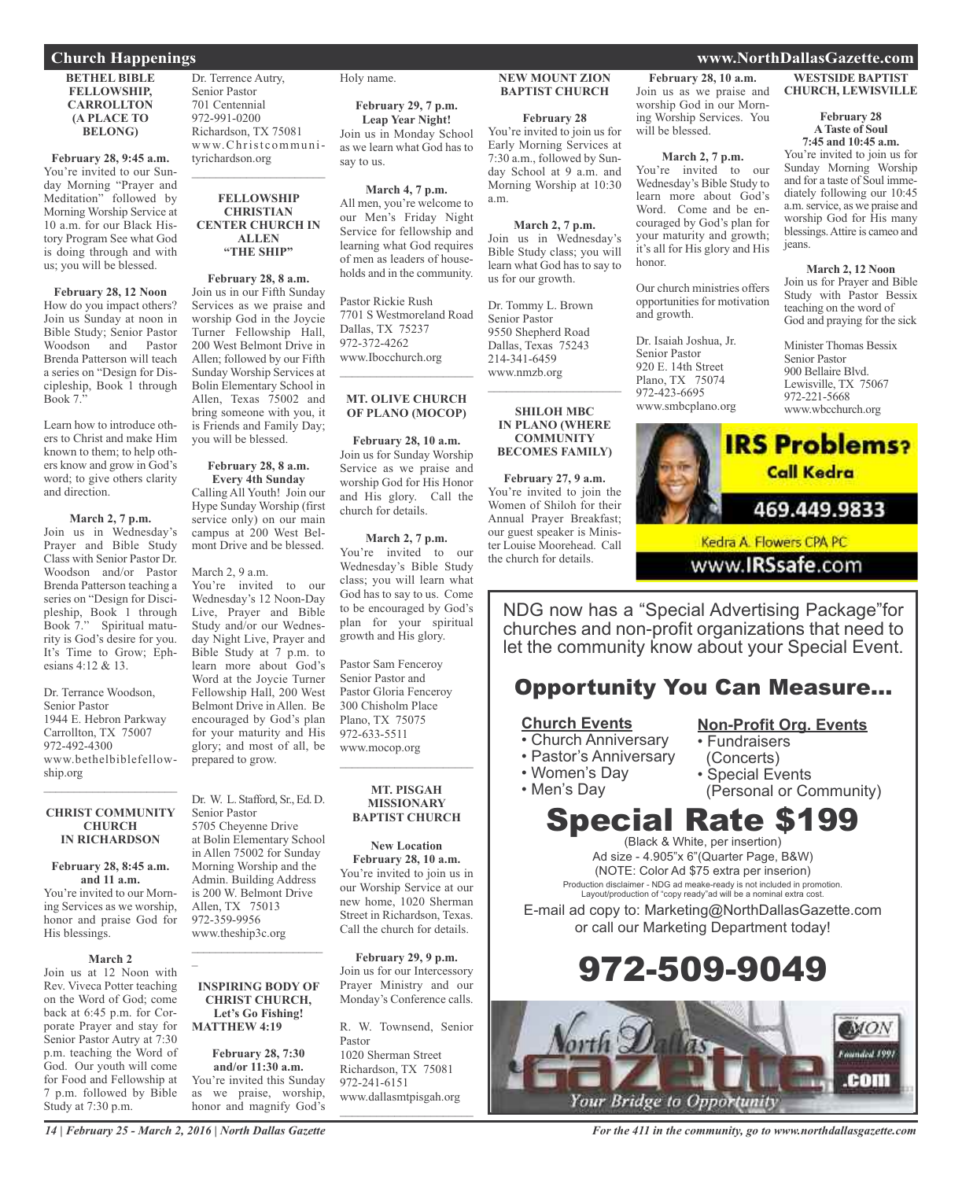## Church Happenings

### BETHEL BIBLE FELLOWSHIP, CARROLLTON (A PLACE TO BELONG)

**February 28, 9:45 a.m.**
You're invited to our Sunday Morning "Prayer and Meditation" followed by Morning Worship Service at 10 a.m. for our Black History Program See what God is doing through and with us; you will be blessed.

**February 28, 12 Noon**
How do you impact others? Join us Sunday at noon in Bible Study; Senior Pastor Woodson and Pastor Brenda Patterson will teach a series on "Design for Discipleship, Book 1 through Book 7."

Learn how to introduce others to Christ and make Him known to them; to help others know and grow in God's word; to give others clarity and direction.

**March 2, 7 p.m.**
Join us in Wednesday's Prayer and Bible Study Class with Senior Pastor Dr. Woodson and/or Pastor Brenda Patterson teaching a series on "Design for Discipleship, Book 1 through Book 7." Spiritual maturity is God's desire for you. It's Time to Grow; Ephesians 4:12 & 13.

Dr. Terrance Woodson,
Senior Pastor
1944 E. Hebron Parkway
Carrollton, TX 75007
972-492-4300
www.bethelbiblefellowship.org

---

### CHRIST COMMUNITY CHURCH IN RICHARDSON

**February 28, 8:45 a.m. and 11 a.m.**
You're invited to our Morning Services as we worship, honor and praise God for His blessings.

**March 2**
Join us at 12 Noon with Rev. Viveca Potter teaching on the Word of God; come back at 6:45 p.m. for Corporate Prayer and stay for Senior Pastor Autry at 7:30 p.m. teaching the Word of God. Our youth will come for Food and Fellowship at 7 p.m. followed by Bible Study at 7:30 p.m.

Dr. Terrence Autry,
Senior Pastor
701 Centennial
972-991-0200
Richardson, TX 75081
www.Christcommunityrichardson.org

---

### FELLOWSHIP CHRISTIAN CENTER CHURCH IN ALLEN "THE SHIP"

**February 28, 8 a.m.**
Join us in our Fifth Sunday Services as we praise and worship God in the Joycie Turner Fellowship Hall, 200 West Belmont Drive in Allen; followed by our Fifth Sunday Worship Services at Bolin Elementary School in Allen, Texas 75002 and bring someone with you, it is Friends and Family Day; you will be blessed.

**February 28, 8 a.m.**
**Every 4th Sunday**
Calling All Youth! Join our Hype Sunday Worship (first service only) on our main campus at 200 West Belmont Drive and be blessed.

March 2, 9 a.m.
You're invited to our Wednesday's 12 Noon-Day Live, Prayer and Bible Study and/or our Wednesday Night Live, Prayer and Bible Study at 7 p.m. to learn more about God's Word at the Joycie Turner Fellowship Hall, 200 West Belmont Drive in Allen. Be encouraged by God's plan for your maturity and His glory; and most of all, be prepared to grow.

Dr. W. L. Stafford, Sr., Ed. D.
Senior Pastor
5705 Cheyenne Drive
at Bolin Elementary School in Allen 75002 for Sunday Morning Worship and the Admin. Building Address is 200 W. Belmont Drive
Allen, TX 75013
972-359-9956
www.theship3c.org

---

### INSPIRING BODY OF CHRIST CHURCH, Let's Go Fishing! MATTHEW 4:19

**February 28, 7:30 and/or 11:30 a.m.**
You're invited this Sunday as we praise, worship, honor and magnify God's Holy name.

**February 29, 7 p.m.**
**Leap Year Night!**
Join us in Monday School as we learn what God has to say to us.

**March 4, 7 p.m.**
All men, you're welcome to our Men's Friday Night Service for fellowship and learning what God requires of men as leaders of households and in the community.

Pastor Rickie Rush
7701 S Westmoreland Road
Dallas, TX 75237
972-372-4262
www.Ibocchurch.org

---

### MT. OLIVE CHURCH OF PLANO (MOCOP)

**February 28, 10 a.m.**
Join us for Sunday Worship Service as we praise and worship God for His Honor and His glory. Call the church for details.

**March 2, 7 p.m.**
You're invited to our Wednesday's Bible Study class; you will learn what God has to say to us. Come to be encouraged by God's plan for your spiritual growth and His glory.

Pastor Sam Fenceroy
Senior Pastor and
Pastor Gloria Fenceroy
300 Chisholm Place
Plano, TX 75075
972-633-5511
www.mocop.org

---

### MT. PISGAH MISSIONARY BAPTIST CHURCH

**New Location**
**February 28, 10 a.m.**
You're invited to join us in our Worship Service at our new home, 1020 Sherman Street in Richardson, Texas. Call the church for details.

**February 29, 9 p.m.**
Join us for our Intercessory Prayer Ministry and our Monday's Conference calls.

R. W. Townsend, Senior Pastor
1020 Sherman Street
Richardson, TX 75081
972-241-6151
www.dallasmtpisgah.org

---

### NEW MOUNT ZION BAPTIST CHURCH

**February 28**
You're invited to join us for Early Morning Services at 7:30 a.m., followed by Sunday School at 9 a.m. and Morning Worship at 10:30 a.m.

**March 2, 7 p.m.**
Join us in Wednesday's Bible Study class; you will learn what God has to say to us for our growth.

Dr. Tommy L. Brown
Senior Pastor
9550 Shepherd Road
Dallas, Texas 75243
214-341-6459
www.nmzb.org

---

### SHILOH MBC IN PLANO (WHERE COMMUNITY BECOMES FAMILY)

**February 27, 9 a.m.**
You're invited to join the Women of Shiloh for their Annual Prayer Breakfast; our guest speaker is Minister Louise Moorehead. Call the church for details.

**February 28, 10 a.m.**
Join us as we praise and worship God in our Morning Worship Services. You will be blessed.

**March 2, 7 p.m.**
You're invited to our Wednesday's Bible Study to learn more about God's Word. Come and be encouraged by God's plan for your maturity and growth; it's all for His glory and His honor.

Our church ministries offers opportunities for motivation and growth.

Dr. Isaiah Joshua, Jr.
Senior Pastor
920 E. 14th Street
Plano, TX 75074
972-423-6695
www.smbcplano.org

---

### WESTSIDE BAPTIST CHURCH, LEWISVILLE

**February 28**
**A Taste of Soul**
**7:45 and 10:45 a.m.**
You're invited to join us for Sunday Morning Worship and for a taste of Soul immediately following our 10:45 a.m. service, as we praise and worship God for His many blessings. Attire is cameo and jeans.

**March 2, 12 Noon**
Join us for Prayer and Bible Study with Pastor Bessix teaching on the word of God and praying for the sick

Minister Thomas Bessix
Senior Pastor
900 Bellaire Blvd.
Lewisville, TX 75067
972-221-5668
www.wbcchurch.org

---

**IRS Problems?** Call Kedra
469.449.9833
Kedra A. Flowers CPA PC
www.IRSsafe.com

---

NDG now has a "Special Advertising Package" for churches and non-profit organizations that need to let the community know about your Special Event.

## Opportunity You Can Measure...

**Church Events**
- Church Anniversary
- Pastor's Anniversary
- Women's Day
- Men's Day

**Non-Profit Org. Events**
- Fundraisers (Concerts)
- Special Events (Personal or Community)

## Special Rate $199

(Black & White, per insertion)
Ad size - 4.905"x 6"(Quarter Page, B&W)
(NOTE: Color Ad $75 extra per inserion)
Production disclaimer - NDG ad meake-ready is not included in promotion. Layout/production of "copy ready"ad will be a nominal extra cost.

E-mail ad copy to: Marketing@NorthDallasGazette.com or call our Marketing Department today!

## 972-509-9049

North Dallas Gazette.com — Your Bridge to Opportunity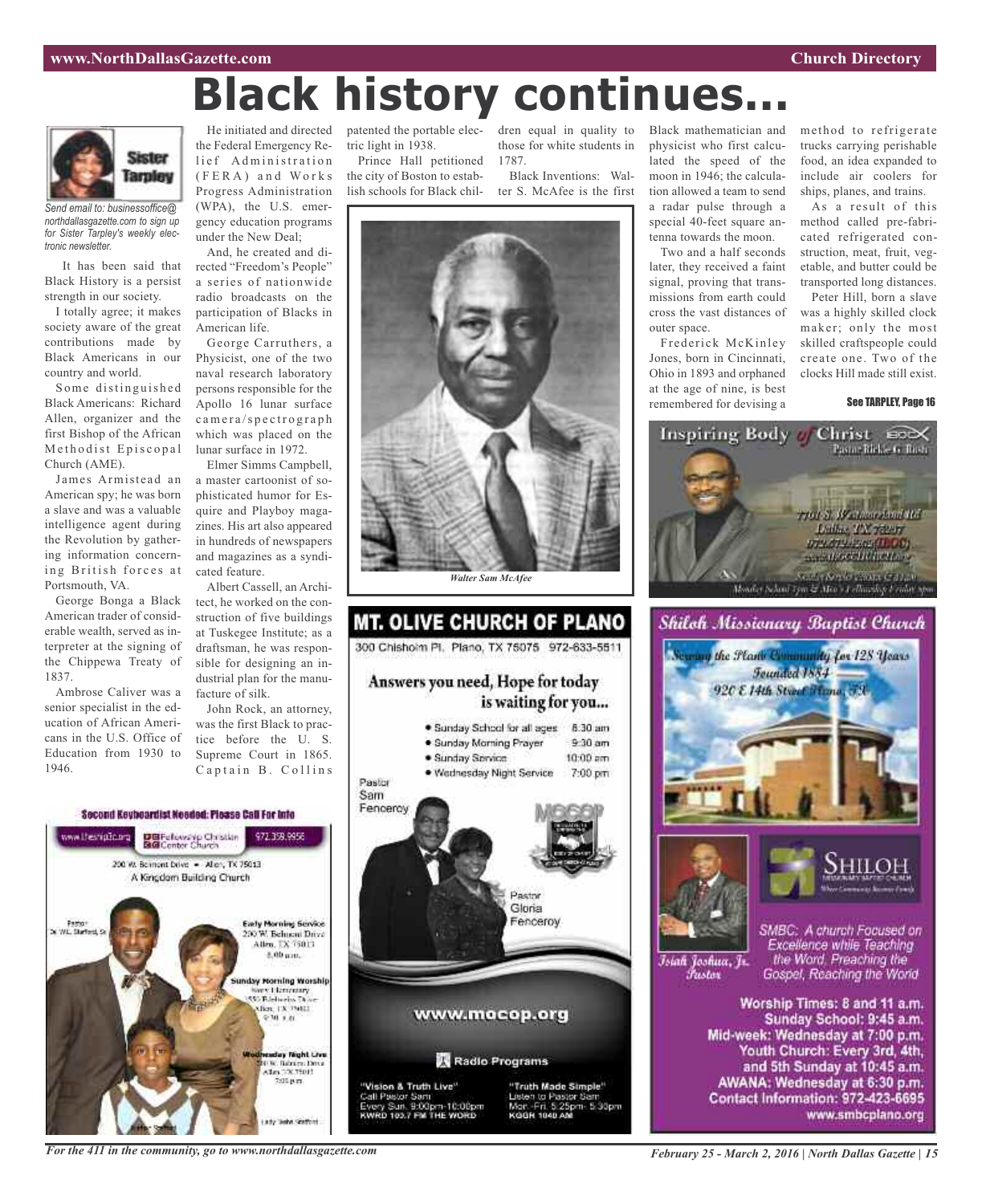# Black history continues...

**Sister Tarpley**

*Send email to: businessoffice@northdallasgazette.com to sign up for Sister Tarpley's weekly electronic newsletter.*

It has been said that Black History is a persist strength in our society.

I totally agree; it makes society aware of the great contributions made by Black Americans in our country and world.

Some distinguished Black Americans: Richard Allen, organizer and the first Bishop of the African Methodist Episcopal Church (AME).

James Armistead an American spy; he was born a slave and was a valuable intelligence agent during the Revolution by gathering information concerning British forces at Portsmouth, VA.

George Bonga a Black American trader of considerable wealth, served as interpreter at the signing of the Chippewa Treaty of 1837.

Ambrose Caliver was a senior specialist in the education of African Americans in the U.S. Office of Education from 1930 to 1946.

He initiated and directed the Federal Emergency Relief Administration (FERA) and Works Progress Administration (WPA), the U.S. emergency education programs under the New Deal;

And, he created and directed "Freedom's People" a series of nationwide radio broadcasts on the participation of Blacks in American life.

George Carruthers, a Physicist, one of the two naval research laboratory persons responsible for the Apollo 16 lunar surface camera/spectrograph which was placed on the lunar surface in 1972.

Elmer Simms Campbell, a master cartoonist of sophisticated humor for Esquire and Playboy magazines. His art also appeared in hundreds of newspapers and magazines as a syndicated feature.

Albert Cassell, an Architect, he worked on the construction of five buildings at Tuskegee Institute; as a draftsman, he was responsible for designing an industrial plan for the manufacture of silk.

John Rock, an attorney, was the first Black to practice before the U. S. Supreme Court in 1865.

Captain B. Collins patented the portable electric light in 1938.

Prince Hall petitioned the city of Boston to establish schools for Black children equal in quality to those for white students in 1787.

Black Inventions: Walter S. McAfee is the first Black mathematician and physicist who first calculated the speed of the moon in 1946; the calculation allowed a team to send a radar pulse through a special 40-feet square antenna towards the moon.

*Walter Sam McAfee*

Two and a half seconds later, they received a faint signal, proving that transmissions from earth could cross the vast distances of outer space.

Frederick McKinley Jones, born in Cincinnati, Ohio in 1893 and orphaned at the age of nine, is best remembered for devising a method to refrigerate trucks carrying perishable food, an idea expanded to include air coolers for ships, planes, and trains.

As a result of this method called pre-fabricated refrigerated construction, meat, fruit, vegetable, and butter could be transported long distances.

Peter Hill, born a slave was a highly skilled clock maker; only the most skilled craftspeople could create one. Two of the clocks Hill made still exist.

**See TARPLEY, Page 16**

---

**Second Keyboardist Needed: Please Call For Info**

www.thesip1c.org | Fellowship Christian Center Church | 972.359.9956

200 W. Belmont Drive • Allen, TX 75013

A Kingdom Building Church

Pastor Dr. W.L. Stafford, Sr.

Early Morning Service: 200 W. Belmont Drive, Allen, TX 75013, 8:00 a.m.

Sunday Morning Worship: Story Elementary, 550 Ridgeview Drive, Allen, TX 75013, 9:30 a.m.

Wednesday Night Live: 200 W. Belmont Drive, Allen, TX 75013, 7:00 p.m.

Lady Sasha Stafford

---

**MT. OLIVE CHURCH OF PLANO**

300 Chisholm Pl. Plano, TX 75075 972-633-5511

Answers you need, Hope for today is waiting for you...

- Sunday School for all ages 8:30 am
- Sunday Morning Prayer 9:30 am
- Sunday Service 10:00 am
- Wednesday Night Service 7:00 pm

Pastor Sam Fenceroy

Pastor Gloria Fenceroy

www.mocop.org

Radio Programs

"Vision & Truth Live" Call Pastor Sam Every Sun. 9:00pm-10:00pm KWRD 103.7 FM THE WORD

"Truth Made Simple" Listen to Pastor Sam Mon.-Fri. 5:25pm-5:30pm KGGR 1040 AM

---

**Inspiring Body of Christ** BOC

Pastor Rickie G. Rush

7701 S. Westmoreland Rd, Dallas, TX 75237, 972-372-4262 (IBOC), www.IBOCCHURCH.org

Sunday Services 7:30 & 11 a.m., Monday School 7pm & Men's Fellowship Friday 7pm

---

**Shiloh Missionary Baptist Church**

Serving the Plano Community for 128 Years

Founded 1884

920 E 14th Street Plano, TX

SHILOH MISSIONARY BAPTIST CHURCH

Isiah Joshua, Jr. Pastor

SMBC: A church Focused on Excellence while Teaching the Word, Preaching the Gospel, Reaching the World

Worship Times: 8 and 11 a.m.
Sunday School: 9:45 a.m.
Mid-week: Wednesday at 7:00 p.m.
Youth Church: Every 3rd, 4th, and 5th Sunday at 10:45 a.m.
AWANA: Wednesday at 6:30 p.m.
Contact Information: 972-423-6695
www.smbcplano.org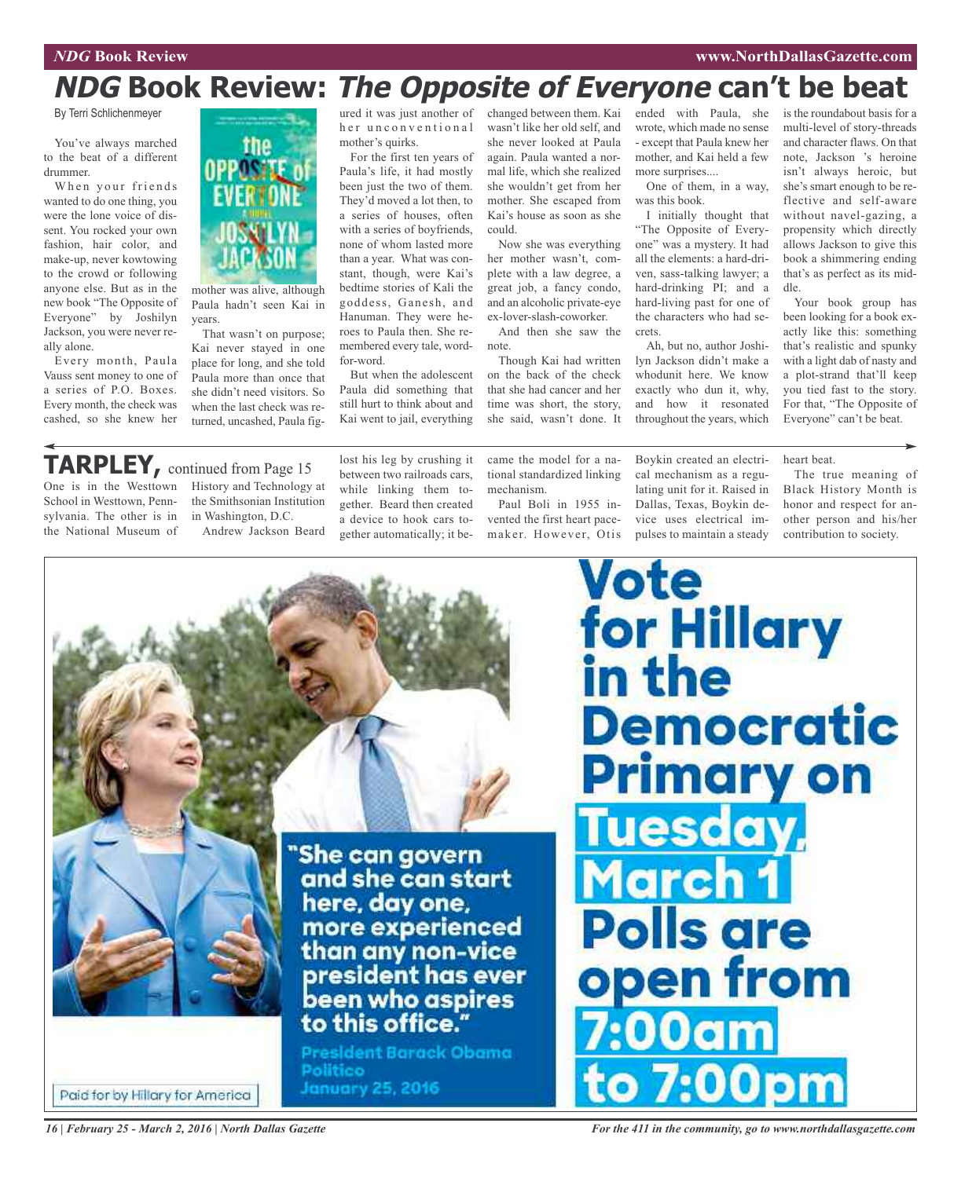# *NDG* Book Review: *The Opposite of Everyone* can't be beat

By Terri Schlichenmeyer

You've always marched to the beat of a different drummer.

When your friends wanted to do one thing, you were the lone voice of dissent. You rocked your own fashion, hair color, and make-up, never kowtowing to the crowd or following anyone else. But as in the new book "The Opposite of Everyone" by Joshilyn Jackson, you were never really alone.

Every month, Paula Vauss sent money to one of a series of P.O. Boxes. Every month, the check was cashed, so she knew her mother was alive, although Paula hadn't seen Kai in years.

That wasn't on purpose; Kai never stayed in one place for long, and she told Paula more than once that she didn't need visitors. So when the last check was returned, uncashed, Paula figured it was just another of her unconventional mother's quirks.

For the first ten years of Paula's life, it had mostly been just the two of them. They'd moved a lot then, to a series of houses, often with a series of boyfriends, none of whom lasted more than a year. What was constant, though, were Kai's bedtime stories of Kali the goddess, Ganesh, and Hanuman. They were heroes to Paula then. She remembered every tale, word-for-word.

But when the adolescent Paula did something that still hurt to think about and Kai went to jail, everything changed between them. Kai wasn't like her old self, and she never looked at Paula again. Paula wanted a normal life, which she realized she wouldn't get from her mother. She escaped from Kai's house as soon as she could.

Now she was everything her mother wasn't, complete with a law degree, a great job, a fancy condo, and an alcoholic private-eye ex-lover-slash-coworker.

And then she saw the note.

Though Kai had written on the back of the check that she had cancer and her time was short, the story, she said, wasn't done. It ended with Paula, she wrote, which made no sense - except that Paula knew her mother, and Kai held a few more surprises....

One of them, in a way, was this book.

I initially thought that "The Opposite of Everyone" was a mystery. It had all the elements: a hard-driven, sass-talking lawyer; a hard-drinking PI; and a hard-living past for one of the characters who had secrets.

Ah, but no, author Joshilyn Jackson didn't make a whodunit here. We know exactly who dun it, why, and how it resonated throughout the years, which is the roundabout basis for a multi-level of story-threads and character flaws. On that note, Jackson 's heroine isn't always heroic, but she's smart enough to be reflective and self-aware without navel-gazing, a propensity which directly allows Jackson to give this book a shimmering ending that's as perfect as its middle.

Your book group has been looking for a book exactly like this: something that's realistic and spunky with a light dab of nasty and a plot-strand that'll keep you tied fast to the story. For that, "The Opposite of Everyone" can't be beat.

## TARPLEY, continued from Page 15

One is in the Westtown School in Westtown, Pennsylvania. The other is in the National Museum of History and Technology at the Smithsonian Institution in Washington, D.C.

Andrew Jackson Beard lost his leg by crushing it between two railroads cars, while linking them together. Beard then created a device to hook cars together automatically; it became the model for a national standardized linking mechanism.

Paul Boli in 1955 invented the first heart pacemaker. However, Otis Boykin created an electrical mechanism as a regulating unit for it. Raised in Dallas, Texas, Boykin device uses electrical impulses to maintain a steady heart beat.

The true meaning of Black History Month is honor and respect for another person and his/her contribution to society.

"She can govern and she can start here, day one, more experienced than any non-vice president has ever been who aspires to this office."

President Barack Obama
Politico
January 25, 2016

Vote for Hillary in the Democratic Primary on Tuesday, March 1 Polls are open from 7:00am to 7:00pm

Paid for by Hillary for America